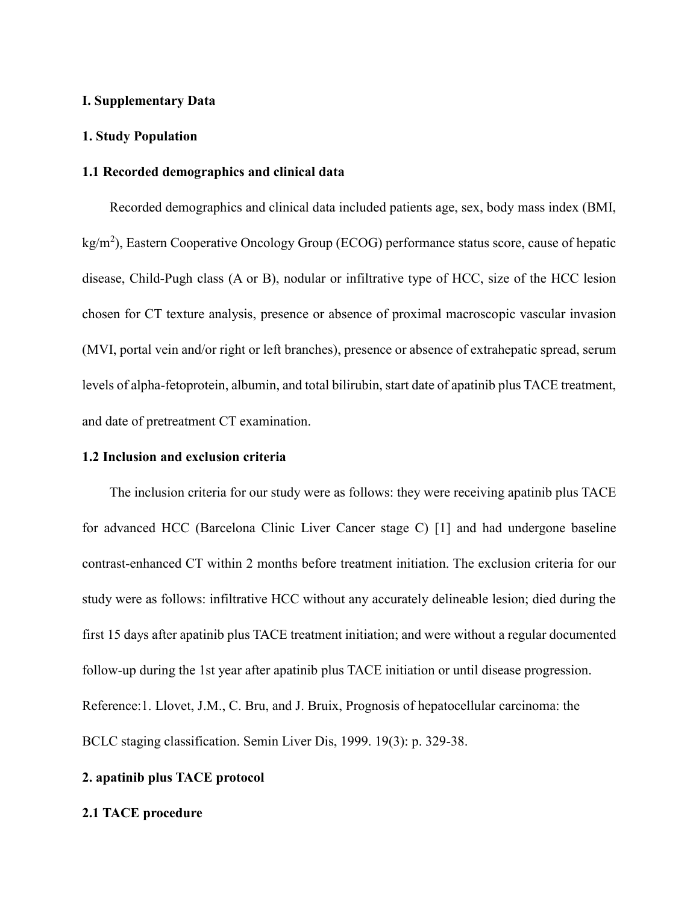# I. Supplementary Data

## 1. Study Population

### 1.1 Recorded demographics and clinical data

Recorded demographics and clinical data included patients age, sex, body mass index (BMI, $kg/m^2$), Eastern Cooperative Oncology Group (ECOG) performance status score, cause of hepatic disease, Child-Pugh class (A or B), nodular or infiltrative type of HCC, size of the HCC lesion chosen for CT texture analysis, presence or absence of proximal macroscopic vascular invasion (MVI, portal vein and/or right or left branches), presence or absence of extrahepatic spread, serum levels of alpha-fetoprotein, albumin, and total bilirubin, start date of apatinib plus TACE treatment, and date of pretreatment CT examination.

### 1.2 Inclusion and exclusion criteria

The inclusion criteria for our study were as follows: they were receiving apatinib plus TACE for advanced HCC (Barcelona Clinic Liver Cancer stage C) [1] and had undergone baseline contrast-enhanced CT within 2 months before treatment initiation. The exclusion criteria for our study were as follows: infiltrative HCC without any accurately delineable lesion; died during the first 15 days after apatinib plus TACE treatment initiation; and were without a regular documented follow-up during the 1st year after apatinib plus TACE initiation or until disease progression.

Reference:1. Llovet, J.M., C. Bru, and J. Bruix, Prognosis of hepatocellular carcinoma: the BCLC staging classification. Semin Liver Dis, 1999. 19(3): p. 329-38.

## 2. apatinib plus TACE protocol

### 2.1 TACE procedure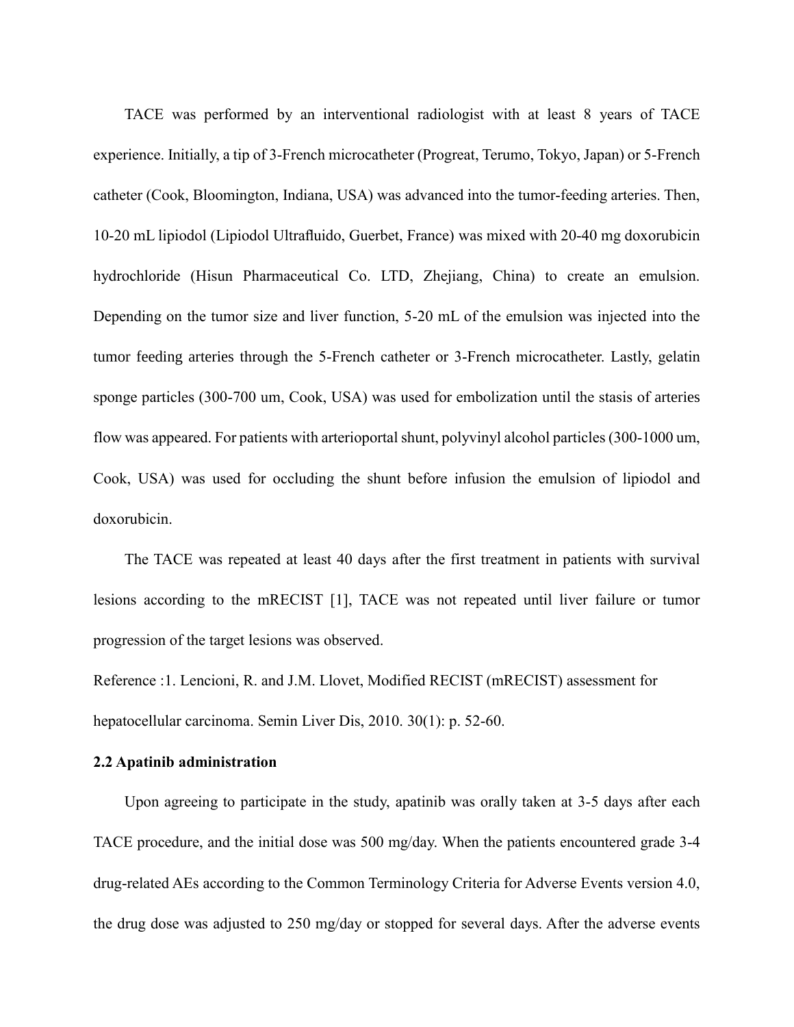TACE was performed by an interventional radiologist with at least 8 years of TACE experience. Initially, a tip of 3-French microcatheter (Progreat, Terumo, Tokyo, Japan) or 5-French catheter (Cook, Bloomington, Indiana, USA) was advanced into the tumor-feeding arteries. Then, 10-20 mL lipiodol (Lipiodol Ultrafluido, Guerbet, France) was mixed with 20-40 mg doxorubicin hydrochloride (Hisun Pharmaceutical Co. LTD, Zhejiang, China) to create an emulsion. Depending on the tumor size and liver function, 5-20 mL of the emulsion was injected into the tumor feeding arteries through the 5-French catheter or 3-French microcatheter. Lastly, gelatin sponge particles (300-700 um, Cook, USA) was used for embolization until the stasis of arteries flow was appeared. For patients with arterioportal shunt, polyvinyl alcohol particles (300-1000 um, Cook, USA) was used for occluding the shunt before infusion the emulsion of lipiodol and doxorubicin.

The TACE was repeated at least 40 days after the first treatment in patients with survival lesions according to the mRECIST [1], TACE was not repeated until liver failure or tumor progression of the target lesions was observed.

Reference :1. Lencioni, R. and J.M. Llovet, Modified RECIST (mRECIST) assessment for hepatocellular carcinoma. Semin Liver Dis, 2010. 30(1): p. 52-60.

**2.2 Apatinib administration**

Upon agreeing to participate in the study, apatinib was orally taken at 3-5 days after each TACE procedure, and the initial dose was 500 mg/day. When the patients encountered grade 3-4 drug-related AEs according to the Common Terminology Criteria for Adverse Events version 4.0, the drug dose was adjusted to 250 mg/day or stopped for several days. After the adverse events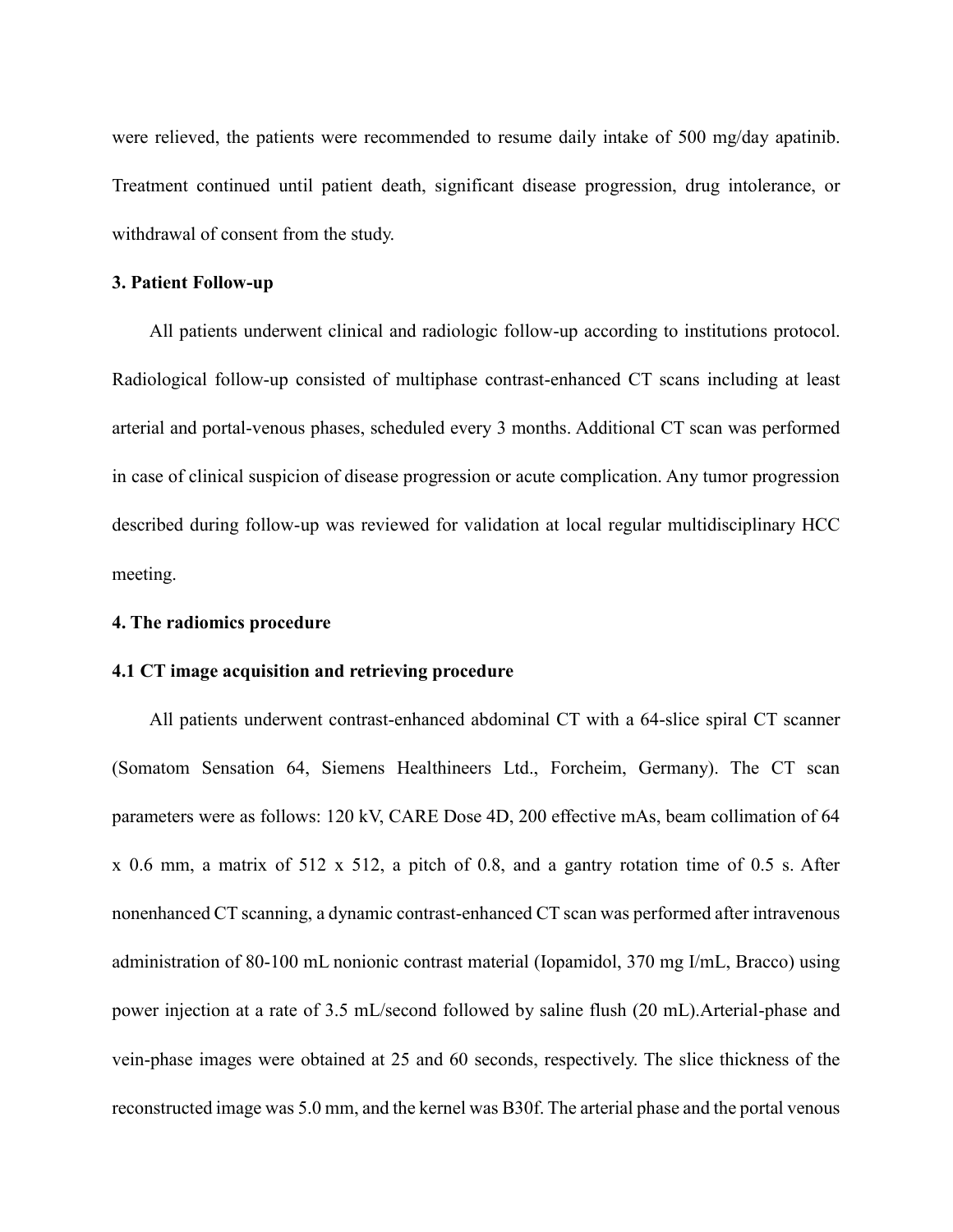were relieved, the patients were recommended to resume daily intake of 500 mg/day apatinib. Treatment continued until patient death, significant disease progression, drug intolerance, or withdrawal of consent from the study.

### 3. Patient Follow-up

All patients underwent clinical and radiologic follow-up according to institutions protocol. Radiological follow-up consisted of multiphase contrast-enhanced CT scans including at least arterial and portal-venous phases, scheduled every 3 months. Additional CT scan was performed in case of clinical suspicion of disease progression or acute complication. Any tumor progression described during follow-up was reviewed for validation at local regular multidisciplinary HCC meeting.

### 4. The radiomics procedure

#### 4.1 CT image acquisition and retrieving procedure

All patients underwent contrast-enhanced abdominal CT with a 64-slice spiral CT scanner (Somatom Sensation 64, Siemens Healthineers Ltd., Forcheim, Germany). The CT scan parameters were as follows: 120 kV, CARE Dose 4D, 200 effective mAs, beam collimation of 64 x 0.6 mm, a matrix of 512 x 512, a pitch of 0.8, and a gantry rotation time of 0.5 s. After nonenhanced CT scanning, a dynamic contrast-enhanced CT scan was performed after intravenous administration of 80-100 mL nonionic contrast material (Iopamidol, 370 mg I/mL, Bracco) using power injection at a rate of 3.5 mL/second followed by saline flush (20 mL).Arterial-phase and vein-phase images were obtained at 25 and 60 seconds, respectively. The slice thickness of the reconstructed image was 5.0 mm, and the kernel was B30f. The arterial phase and the portal venous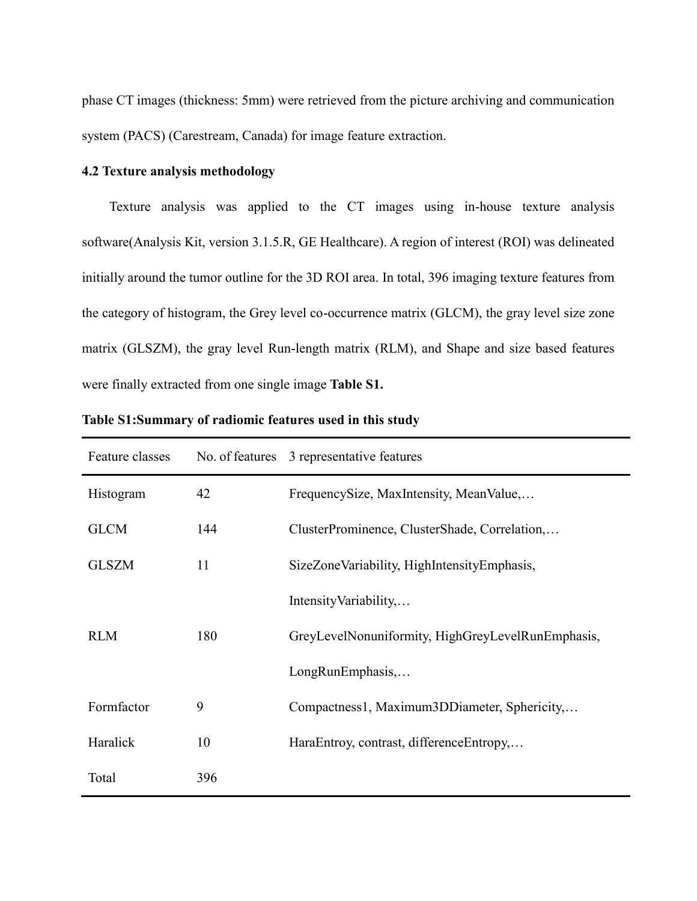phase CT images (thickness: 5mm) were retrieved from the picture archiving and communication system (PACS) (Carestream, Canada) for image feature extraction.

### 4.2 Texture analysis methodology

Texture analysis was applied to the CT images using in-house texture analysis software(Analysis Kit, version 3.1.5.R, GE Healthcare). A region of interest (ROI) was delineated initially around the tumor outline for the 3D ROI area. In total, 396 imaging texture features from the category of histogram, the Grey level co-occurrence matrix (GLCM), the gray level size zone matrix (GLSZM), the gray level Run-length matrix (RLM), and Shape and size based features were finally extracted from one single image **Table S1.**

**Table S1:Summary of radiomic features used in this study**

| Feature classes | No. of features | 3 representative features |
|---|---|---|
| Histogram | 42 | FrequencySize, MaxIntensity, MeanValue,… |
| GLCM | 144 | ClusterProminence, ClusterShade, Correlation,… |
| GLSZM | 11 | SizeZoneVariability, HighIntensityEmphasis, IntensityVariability,… |
| RLM | 180 | GreyLevelNonuniformity, HighGreyLevelRunEmphasis, LongRunEmphasis,… |
| Formfactor | 9 | Compactness1, Maximum3DDiameter, Sphericity,… |
| Haralick | 10 | HaraEntroy, contrast, differenceEntropy,… |
| Total | 396 | |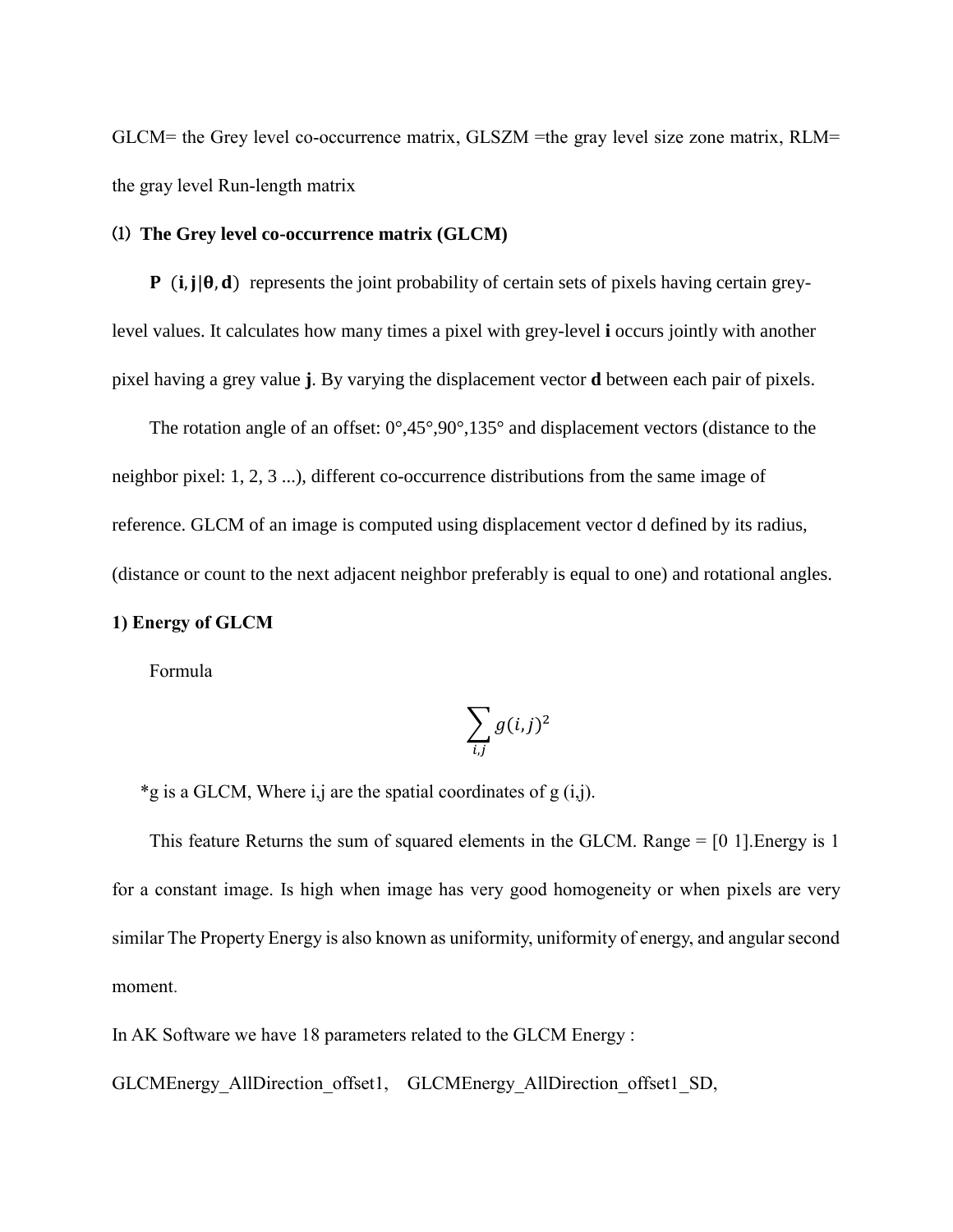GLCM= the Grey level co-occurrence matrix, GLSZM =the gray level size zone matrix, RLM= the gray level Run-length matrix

### ⑴ The Grey level co-occurrence matrix (GLCM)

**P** $(\mathbf{i}, \mathbf{j}|\boldsymbol{\theta}, \mathbf{d})$ represents the joint probability of certain sets of pixels having certain grey-level values. It calculates how many times a pixel with grey-level **i** occurs jointly with another pixel having a grey value **j**. By varying the displacement vector **d** between each pair of pixels.

The rotation angle of an offset: 0°,45°,90°,135° and displacement vectors (distance to the neighbor pixel: 1, 2, 3 ...), different co-occurrence distributions from the same image of reference. GLCM of an image is computed using displacement vector d defined by its radius, (distance or count to the next adjacent neighbor preferably is equal to one) and rotational angles.

#### 1) Energy of GLCM

Formula

$$\sum_{i,j} g(i,j)^2$$

*g is a GLCM, Where i,j are the spatial coordinates of g (i,j).

This feature Returns the sum of squared elements in the GLCM. Range = [0 1].Energy is 1 for a constant image. Is high when image has very good homogeneity or when pixels are very similar The Property Energy is also known as uniformity, uniformity of energy, and angular second moment.

In AK Software we have 18 parameters related to the GLCM Energy :

GLCMEnergy_AllDirection_offset1, GLCMEnergy_AllDirection_offset1_SD,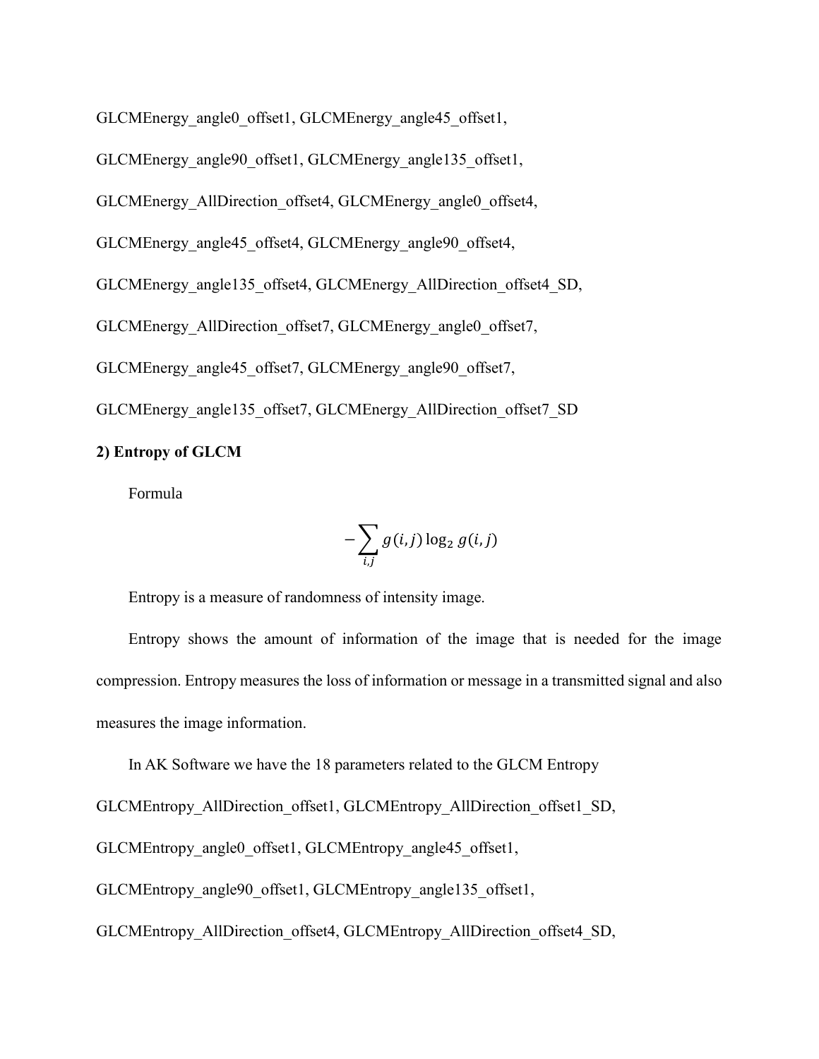GLCMEnergy_angle0_offset1, GLCMEnergy_angle45_offset1,

GLCMEnergy_angle90_offset1, GLCMEnergy_angle135_offset1,

GLCMEnergy_AllDirection_offset4, GLCMEnergy_angle0_offset4,

GLCMEnergy_angle45_offset4, GLCMEnergy_angle90_offset4,

GLCMEnergy_angle135_offset4, GLCMEnergy_AllDirection_offset4_SD,

GLCMEnergy_AllDirection_offset7, GLCMEnergy_angle0_offset7,

GLCMEnergy_angle45_offset7, GLCMEnergy_angle90_offset7,

GLCMEnergy_angle135_offset7, GLCMEnergy_AllDirection_offset7_SD

**2) Entropy of GLCM**

Formula

$$-\sum_{i,j} g(i,j) \log_2 g(i,j)$$

Entropy is a measure of randomness of intensity image.

Entropy shows the amount of information of the image that is needed for the image compression. Entropy measures the loss of information or message in a transmitted signal and also measures the image information.

In AK Software we have the 18 parameters related to the GLCM Entropy

GLCMEntropy_AllDirection_offset1, GLCMEntropy_AllDirection_offset1_SD,

GLCMEntropy_angle0_offset1, GLCMEntropy_angle45_offset1,

GLCMEntropy_angle90_offset1, GLCMEntropy_angle135_offset1,

GLCMEntropy_AllDirection_offset4, GLCMEntropy_AllDirection_offset4_SD,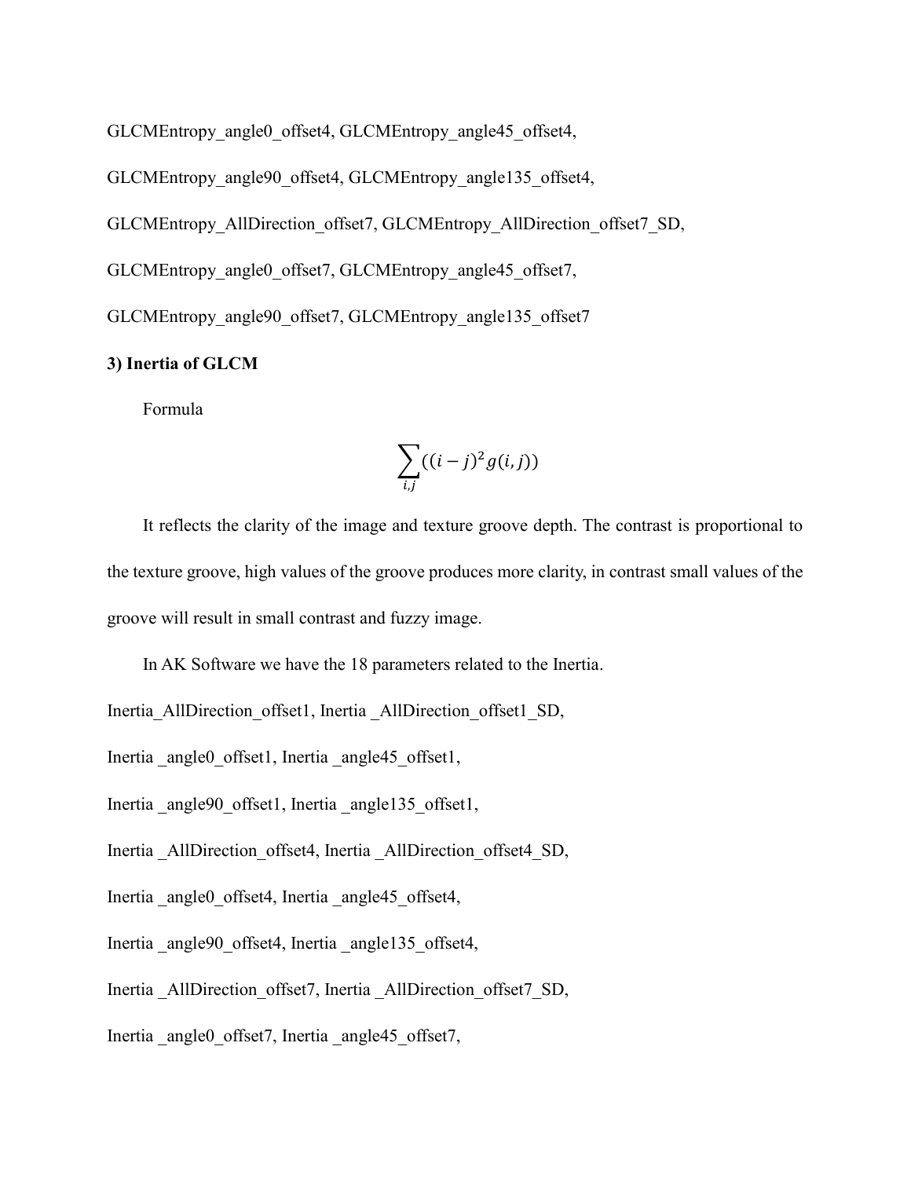GLCMEntropy_angle0_offset4, GLCMEntropy_angle45_offset4,

GLCMEntropy_angle90_offset4, GLCMEntropy_angle135_offset4,

GLCMEntropy_AllDirection_offset7, GLCMEntropy_AllDirection_offset7_SD,

GLCMEntropy_angle0_offset7, GLCMEntropy_angle45_offset7,

GLCMEntropy_angle90_offset7, GLCMEntropy_angle135_offset7

**3) Inertia of GLCM**

Formula

$$\sum_{i,j}((i-j)^2 g(i,j))$$

It reflects the clarity of the image and texture groove depth. The contrast is proportional to the texture groove, high values of the groove produces more clarity, in contrast small values of the groove will result in small contrast and fuzzy image.

In AK Software we have the 18 parameters related to the Inertia.

Inertia_AllDirection_offset1, Inertia _AllDirection_offset1_SD,

Inertia _angle0_offset1, Inertia _angle45_offset1,

Inertia _angle90_offset1, Inertia _angle135_offset1,

Inertia _AllDirection_offset4, Inertia _AllDirection_offset4_SD,

Inertia _angle0_offset4, Inertia _angle45_offset4,

Inertia _angle90_offset4, Inertia _angle135_offset4,

Inertia _AllDirection_offset7, Inertia _AllDirection_offset7_SD,

Inertia _angle0_offset7, Inertia _angle45_offset7,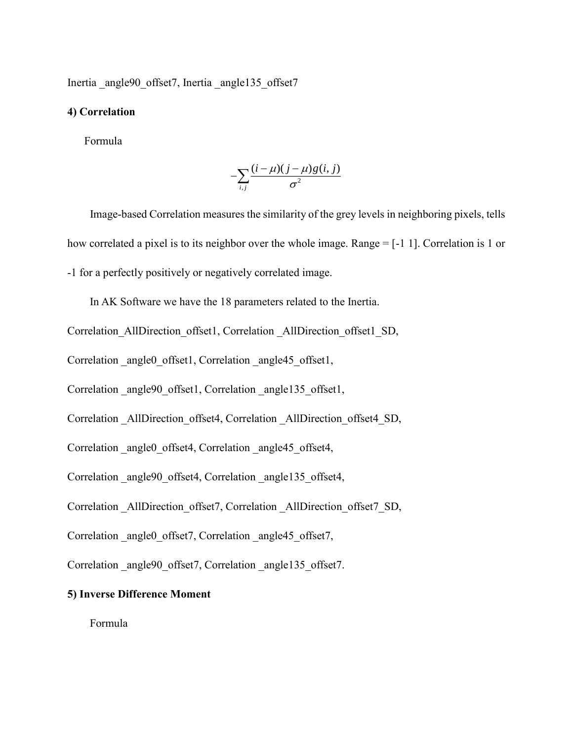Inertia _angle90_offset7, Inertia _angle135_offset7

**4) Correlation**

Formula

$$-\sum_{i,j} \frac{(i-\mu)(j-\mu)g(i,j)}{\sigma^2}$$

Image-based Correlation measures the similarity of the grey levels in neighboring pixels, tells how correlated a pixel is to its neighbor over the whole image. Range = [-1 1]. Correlation is 1 or -1 for a perfectly positively or negatively correlated image.

In AK Software we have the 18 parameters related to the Inertia.

Correlation_AllDirection_offset1, Correlation _AllDirection_offset1_SD,

Correlation _angle0_offset1, Correlation _angle45_offset1,

Correlation _angle90_offset1, Correlation _angle135_offset1,

Correlation _AllDirection_offset4, Correlation _AllDirection_offset4_SD,

Correlation _angle0_offset4, Correlation _angle45_offset4,

Correlation _angle90_offset4, Correlation _angle135_offset4,

Correlation _AllDirection_offset7, Correlation _AllDirection_offset7_SD,

Correlation _angle0_offset7, Correlation _angle45_offset7,

Correlation _angle90_offset7, Correlation _angle135_offset7.

**5) Inverse Difference Moment**

Formula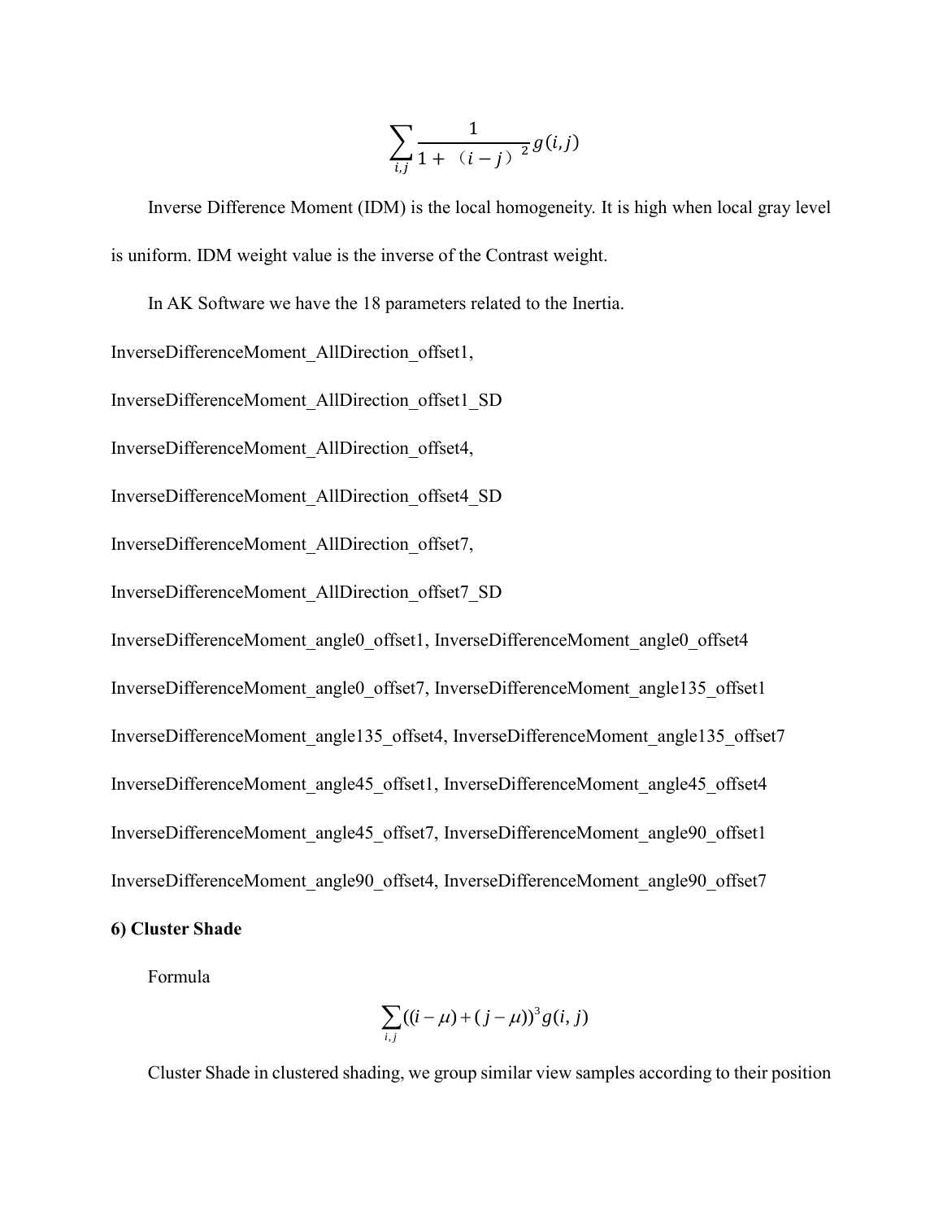$$\sum_{i,j} \frac{1}{1+(i-j)^2} g(i,j)$$

Inverse Difference Moment (IDM) is the local homogeneity. It is high when local gray level is uniform. IDM weight value is the inverse of the Contrast weight.

In AK Software we have the 18 parameters related to the Inertia.

InverseDifferenceMoment_AllDirection_offset1,

InverseDifferenceMoment_AllDirection_offset1_SD

InverseDifferenceMoment_AllDirection_offset4,

InverseDifferenceMoment_AllDirection_offset4_SD

InverseDifferenceMoment_AllDirection_offset7,

InverseDifferenceMoment_AllDirection_offset7_SD

InverseDifferenceMoment_angle0_offset1, InverseDifferenceMoment_angle0_offset4

InverseDifferenceMoment_angle0_offset7, InverseDifferenceMoment_angle135_offset1

InverseDifferenceMoment_angle135_offset4, InverseDifferenceMoment_angle135_offset7

InverseDifferenceMoment_angle45_offset1, InverseDifferenceMoment_angle45_offset4

InverseDifferenceMoment_angle45_offset7, InverseDifferenceMoment_angle90_offset1

InverseDifferenceMoment_angle90_offset4, InverseDifferenceMoment_angle90_offset7

**6) Cluster Shade**

Formula

$$\sum_{i,j} ((i-\mu)+(j-\mu))^3 g(i,j)$$

Cluster Shade in clustered shading, we group similar view samples according to their position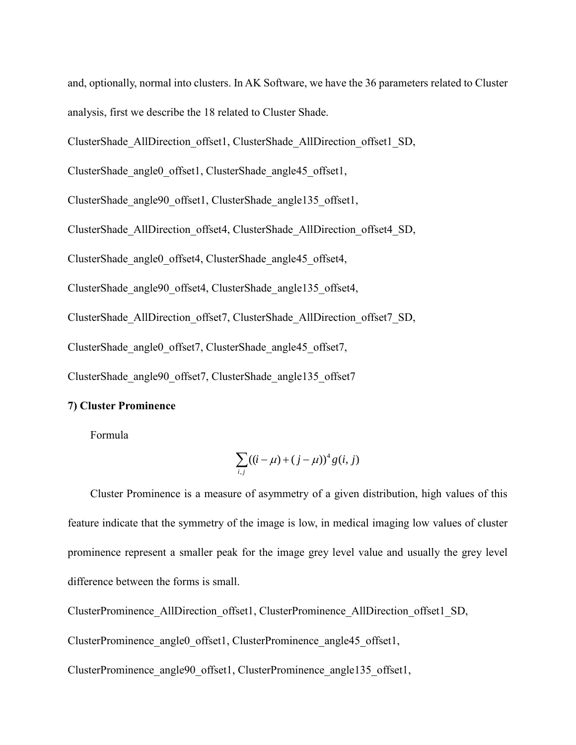and, optionally, normal into clusters. In AK Software, we have the 36 parameters related to Cluster analysis, first we describe the 18 related to Cluster Shade.

ClusterShade_AllDirection_offset1, ClusterShade_AllDirection_offset1_SD,

ClusterShade_angle0_offset1, ClusterShade_angle45_offset1,

ClusterShade_angle90_offset1, ClusterShade_angle135_offset1,

ClusterShade_AllDirection_offset4, ClusterShade_AllDirection_offset4_SD,

ClusterShade_angle0_offset4, ClusterShade_angle45_offset4,

ClusterShade_angle90_offset4, ClusterShade_angle135_offset4,

ClusterShade_AllDirection_offset7, ClusterShade_AllDirection_offset7_SD,

ClusterShade_angle0_offset7, ClusterShade_angle45_offset7,

ClusterShade_angle90_offset7, ClusterShade_angle135_offset7

**7) Cluster Prominence**

Formula

$$\sum_{i,j}((i-\mu)+(j-\mu))^4 g(i,j)$$

Cluster Prominence is a measure of asymmetry of a given distribution, high values of this feature indicate that the symmetry of the image is low, in medical imaging low values of cluster prominence represent a smaller peak for the image grey level value and usually the grey level difference between the forms is small.

ClusterProminence_AllDirection_offset1, ClusterProminence_AllDirection_offset1_SD,

ClusterProminence_angle0_offset1, ClusterProminence_angle45_offset1,

ClusterProminence_angle90_offset1, ClusterProminence_angle135_offset1,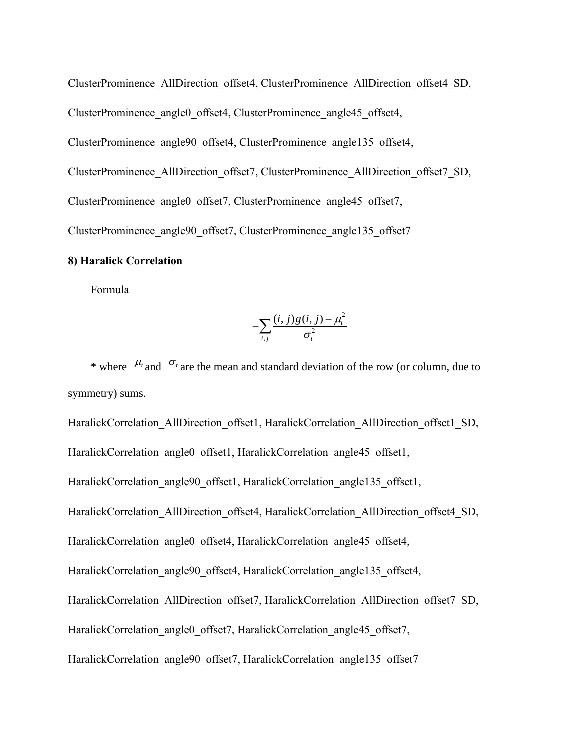ClusterProminence_AllDirection_offset4, ClusterProminence_AllDirection_offset4_SD, ClusterProminence_angle0_offset4, ClusterProminence_angle45_offset4, ClusterProminence_angle90_offset4, ClusterProminence_angle135_offset4, ClusterProminence_AllDirection_offset7, ClusterProminence_AllDirection_offset7_SD, ClusterProminence_angle0_offset7, ClusterProminence_angle45_offset7, ClusterProminence_angle90_offset7, ClusterProminence_angle135_offset7

**8) Haralick Correlation**

Formula

$$-\sum_{i,j} \frac{(i,j)g(i,j) - \mu_t^2}{\sigma_t^2}$$

* where $\mu_t$ and $\sigma_t$ are the mean and standard deviation of the row (or column, due to symmetry) sums.

HaralickCorrelation_AllDirection_offset1, HaralickCorrelation_AllDirection_offset1_SD, HaralickCorrelation_angle0_offset1, HaralickCorrelation_angle45_offset1, HaralickCorrelation_angle90_offset1, HaralickCorrelation_angle135_offset1, HaralickCorrelation_AllDirection_offset4, HaralickCorrelation_AllDirection_offset4_SD, HaralickCorrelation_angle0_offset4, HaralickCorrelation_angle45_offset4, HaralickCorrelation_angle90_offset4, HaralickCorrelation_angle135_offset4, HaralickCorrelation_AllDirection_offset7, HaralickCorrelation_AllDirection_offset7_SD, HaralickCorrelation_angle0_offset7, HaralickCorrelation_angle45_offset7, HaralickCorrelation_angle90_offset7, HaralickCorrelation_angle135_offset7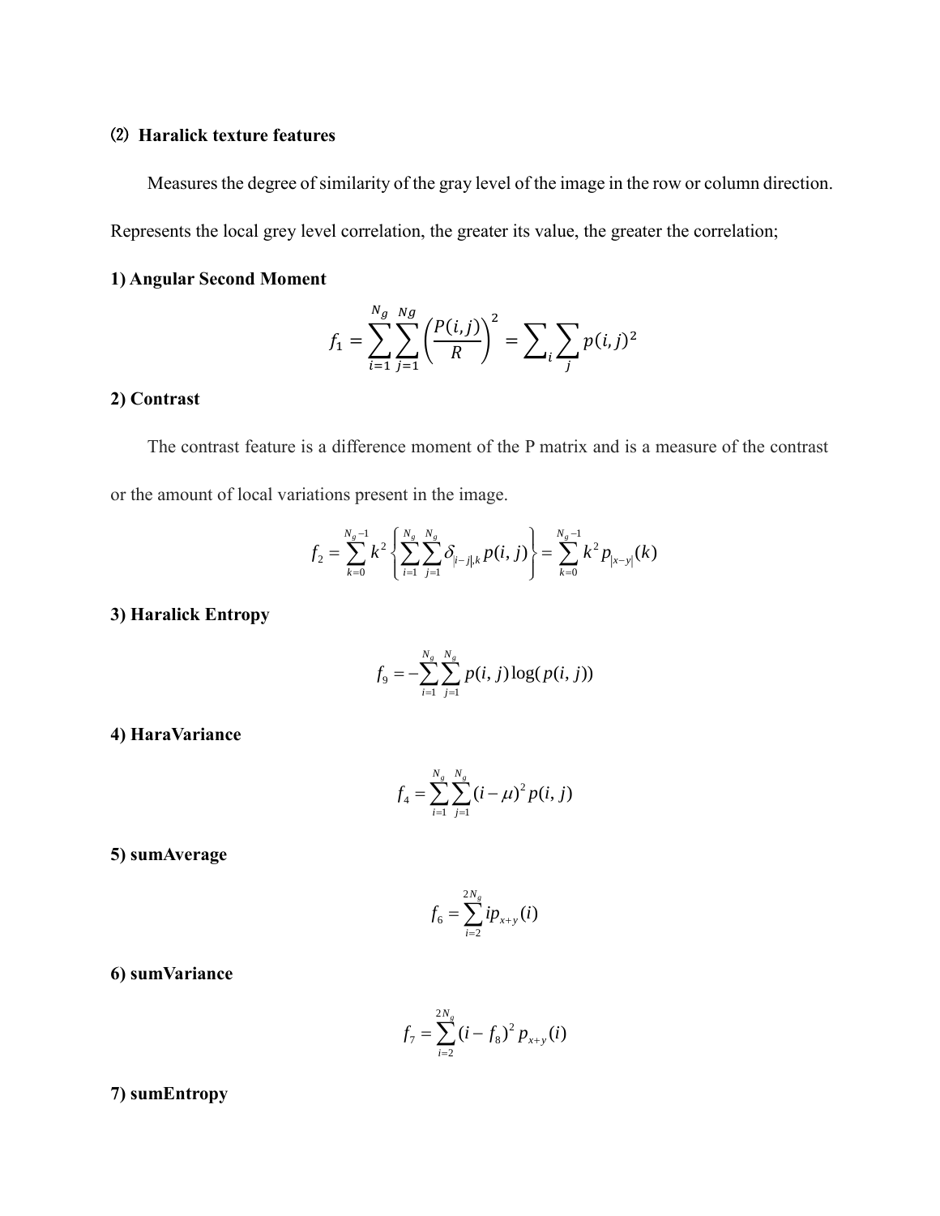### ⑵ Haralick texture features

Measures the degree of similarity of the gray level of the image in the row or column direction. Represents the local grey level correlation, the greater its value, the greater the correlation;

**1) Angular Second Moment**

$$f_1 = \sum_{i=1}^{N_g} \sum_{j=1}^{Ng} \left( \frac{P(i,j)}{R} \right)^2 = \sum_i \sum_j p(i,j)^2$$

**2) Contrast**

The contrast feature is a difference moment of the P matrix and is a measure of the contrast or the amount of local variations present in the image.

$$f_2 = \sum_{k=0}^{N_g-1} k^2 \left\{ \sum_{i=1}^{N_g} \sum_{j=1}^{N_g} \delta_{|i-j|,k} p(i,j) \right\} = \sum_{k=0}^{N_g-1} k^2 p_{|x-y|}(k)$$

**3) Haralick Entropy**

$$f_9 = -\sum_{i=1}^{N_g} \sum_{j=1}^{N_g} p(i,j) \log(p(i,j))$$

**4) HaraVariance**

$$f_4 = \sum_{i=1}^{N_g} \sum_{j=1}^{N_g} (i-\mu)^2 p(i,j)$$

**5) sumAverage**

$$f_6 = \sum_{i=2}^{2N_g} i p_{x+y}(i)$$

**6) sumVariance**

$$f_7 = \sum_{i=2}^{2N_g} (i - f_8)^2 p_{x+y}(i)$$

**7) sumEntropy**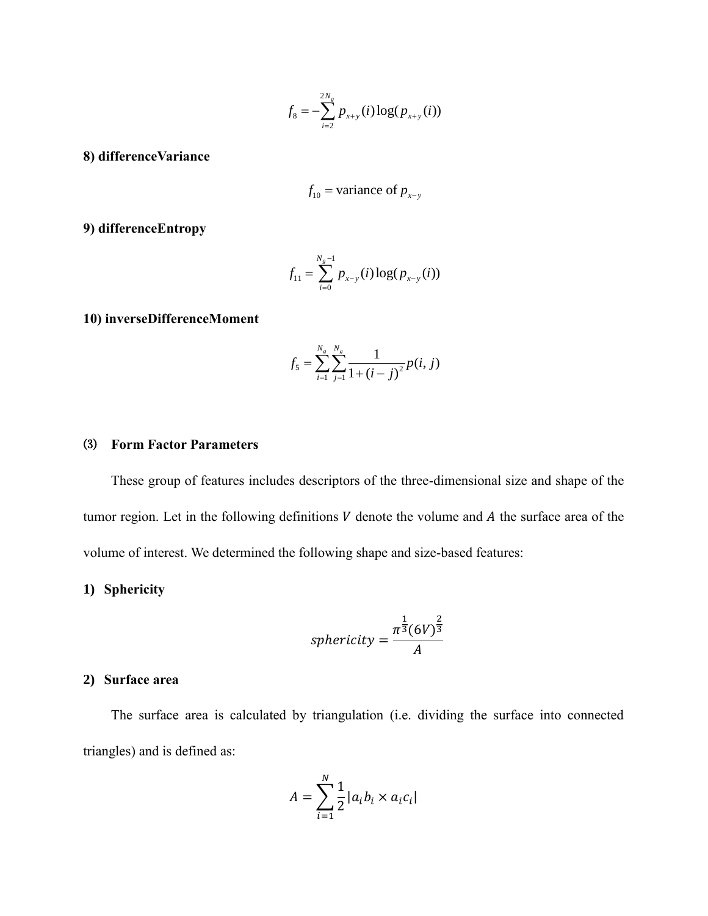$$f_8 = -\sum_{i=2}^{2N_g} p_{x+y}(i)\log(p_{x+y}(i))$$

**8) differenceVariance**

$$f_{10} = \text{variance of } p_{x-y}$$

**9) differenceEntropy**

$$f_{11} = \sum_{i=0}^{N_g-1} p_{x-y}(i)\log(p_{x-y}(i))$$

**10) inverseDifferenceMoment**

$$f_5 = \sum_{i=1}^{N_g}\sum_{j=1}^{N_g} \frac{1}{1+(i-j)^2} p(i,j)$$

**(3) Form Factor Parameters**

These group of features includes descriptors of the three-dimensional size and shape of the tumor region. Let in the following definitions $V$ denote the volume and $A$ the surface area of the volume of interest. We determined the following shape and size-based features:

**1) Sphericity**

$$sphericity = \frac{\pi^{\frac{1}{3}}(6V)^{\frac{2}{3}}}{A}$$

**2) Surface area**

The surface area is calculated by triangulation (i.e. dividing the surface into connected triangles) and is defined as:

$$A = \sum_{i=1}^{N} \frac{1}{2} |a_i b_i \times a_i c_i|$$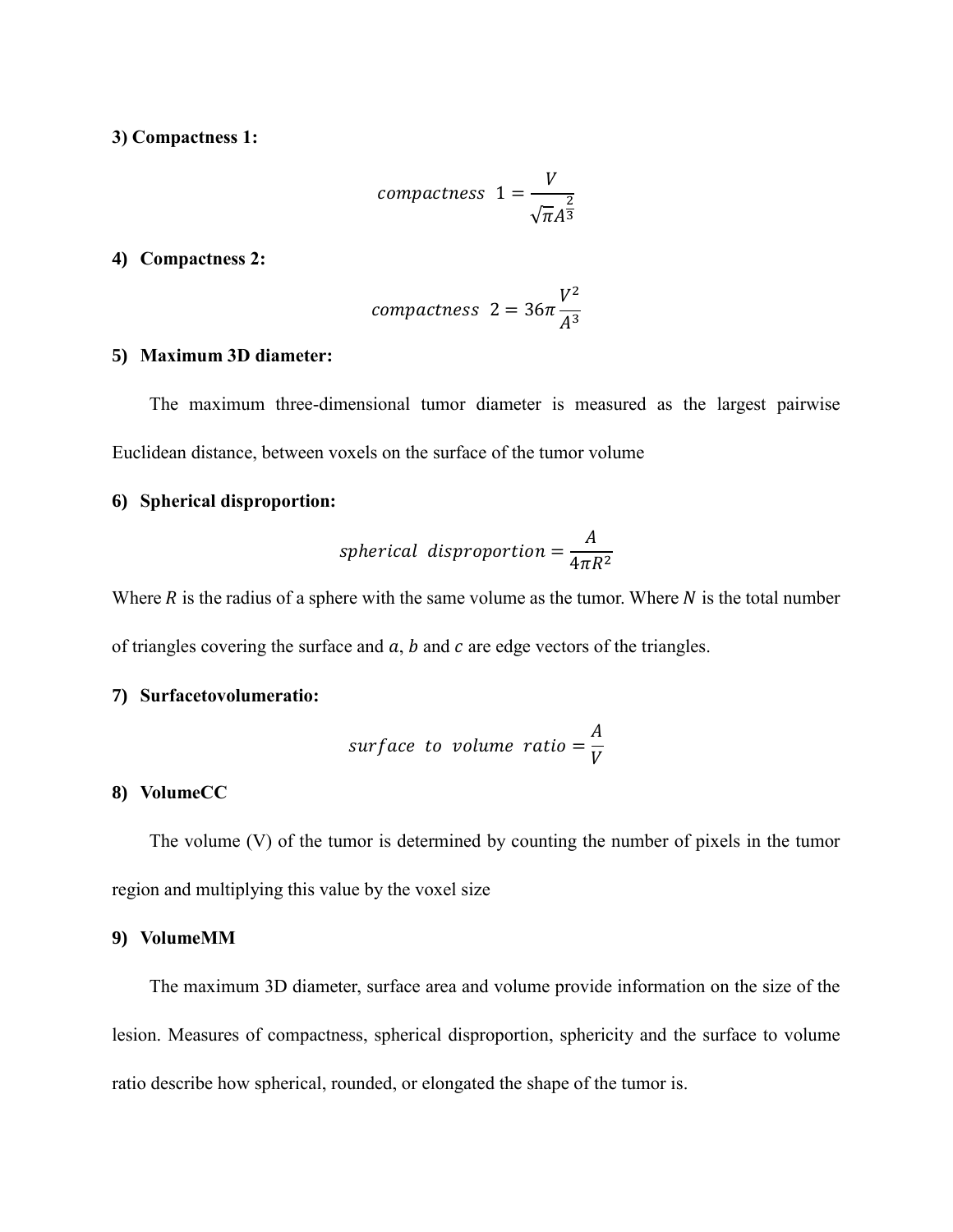**3) Compactness 1:**

$$compactness\ \ 1 = \frac{V}{\sqrt{\pi}A^{\frac{2}{3}}}$$

**4) Compactness 2:**

$$compactness\ \ 2 = 36\pi\frac{V^2}{A^3}$$

**5) Maximum 3D diameter:**

The maximum three-dimensional tumor diameter is measured as the largest pairwise Euclidean distance, between voxels on the surface of the tumor volume

**6) Spherical disproportion:**

$$spherical\ \ disproportion = \frac{A}{4\pi R^2}$$

Where $R$ is the radius of a sphere with the same volume as the tumor. Where $N$ is the total number of triangles covering the surface and $a$, $b$ and $c$ are edge vectors of the triangles.

**7) Surfacetovolumeratio:**

$$surface\ \ to\ \ volume\ \ ratio = \frac{A}{V}$$

**8) VolumeCC**

The volume (V) of the tumor is determined by counting the number of pixels in the tumor region and multiplying this value by the voxel size

**9) VolumeMM**

The maximum 3D diameter, surface area and volume provide information on the size of the lesion. Measures of compactness, spherical disproportion, sphericity and the surface to volume ratio describe how spherical, rounded, or elongated the shape of the tumor is.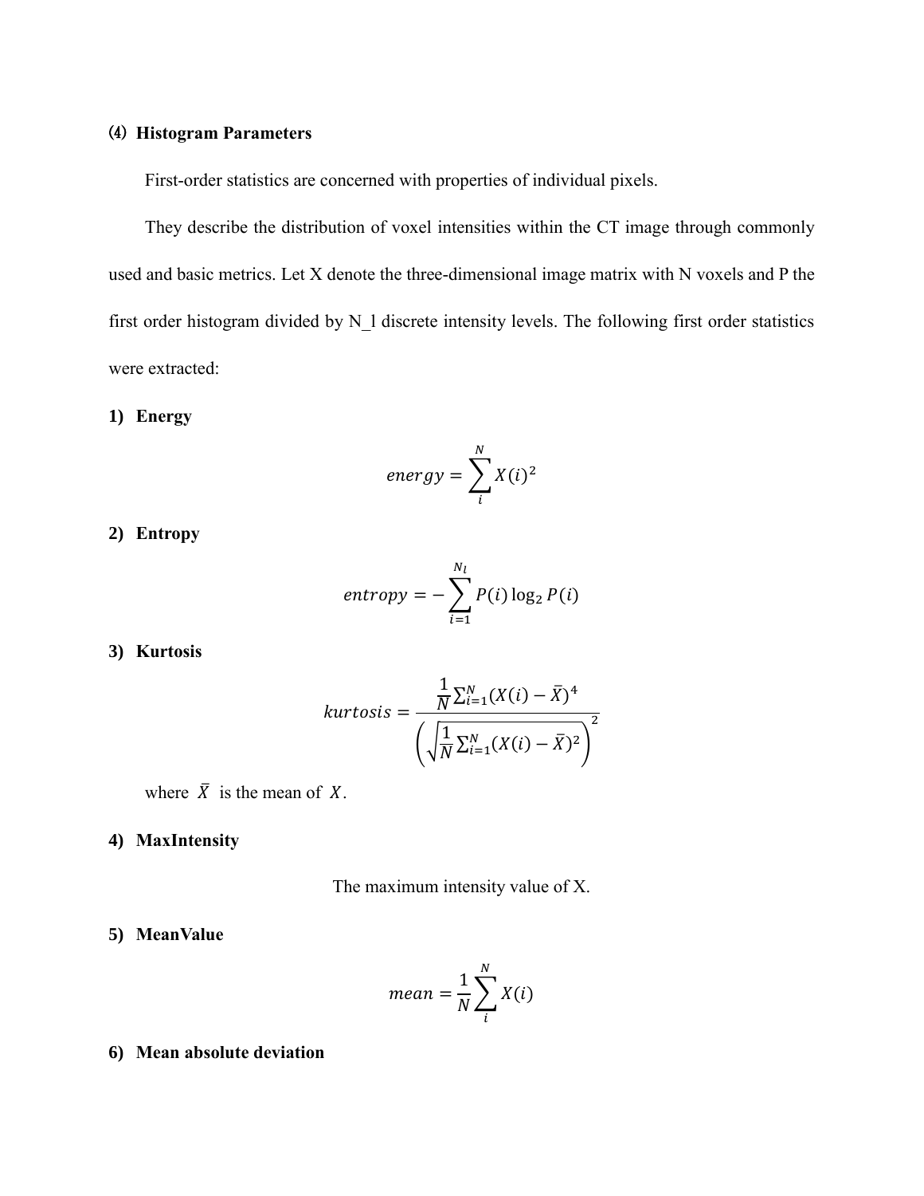### ⑷ Histogram Parameters

First-order statistics are concerned with properties of individual pixels.

They describe the distribution of voxel intensities within the CT image through commonly used and basic metrics. Let X denote the three-dimensional image matrix with N voxels and P the first order histogram divided by N_l discrete intensity levels. The following first order statistics were extracted:

**1) Energy**

$$energy = \sum_{i}^{N} X(i)^2$$

**2) Entropy**

$$entropy = -\sum_{i=1}^{N_l} P(i)\log_2 P(i)$$

**3) Kurtosis**

$$kurtosis = \frac{\frac{1}{N}\sum_{i=1}^{N}(X(i)-\bar{X})^4}{\left(\sqrt{\frac{1}{N}\sum_{i=1}^{N}(X(i)-\bar{X})^2}\right)^2}$$

where $\bar{X}$ is the mean of $X$.

**4) MaxIntensity**

The maximum intensity value of X.

**5) MeanValue**

$$mean = \frac{1}{N}\sum_{i}^{N} X(i)$$

**6) Mean absolute deviation**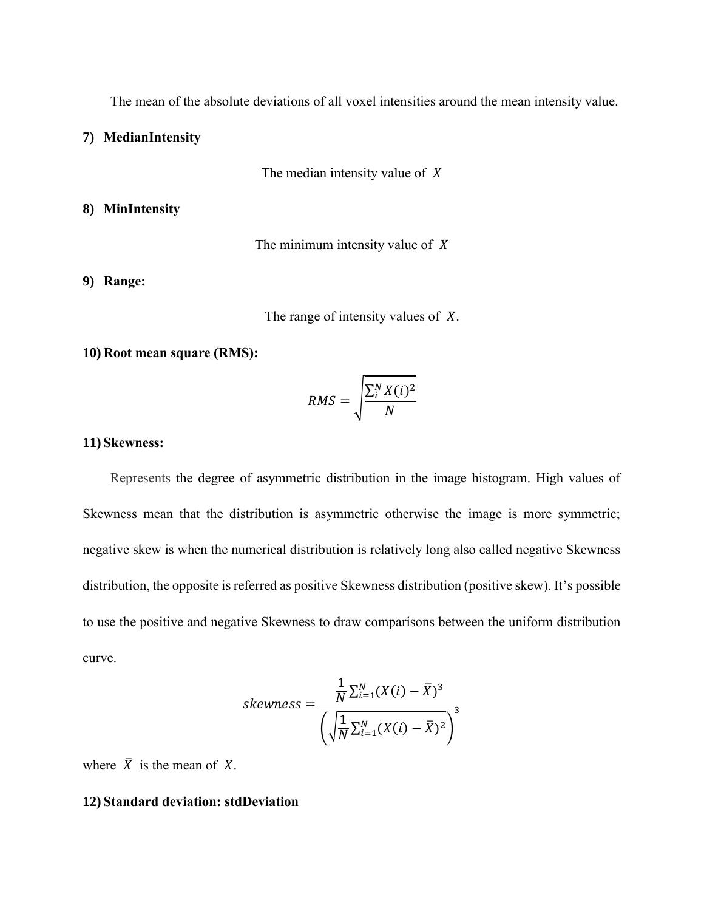The mean of the absolute deviations of all voxel intensities around the mean intensity value.

**7) MedianIntensity**

The median intensity value of $X$

**8) MinIntensity**

The minimum intensity value of $X$

**9) Range:**

The range of intensity values of $X$.

**10) Root mean square (RMS):**

$$RMS = \sqrt{\frac{\sum_{i}^{N} X(i)^2}{N}}$$

**11) Skewness:**

Represents the degree of asymmetric distribution in the image histogram. High values of Skewness mean that the distribution is asymmetric otherwise the image is more symmetric; negative skew is when the numerical distribution is relatively long also called negative Skewness distribution, the opposite is referred as positive Skewness distribution (positive skew). It's possible to use the positive and negative Skewness to draw comparisons between the uniform distribution curve.

$$skewness = \frac{\frac{1}{N}\sum_{i=1}^{N}(X(i) - \bar{X})^3}{\left(\sqrt{\frac{1}{N}\sum_{i=1}^{N}(X(i) - \bar{X})^2}\right)^3}$$

where $\bar{X}$ is the mean of $X$.

**12) Standard deviation: stdDeviation**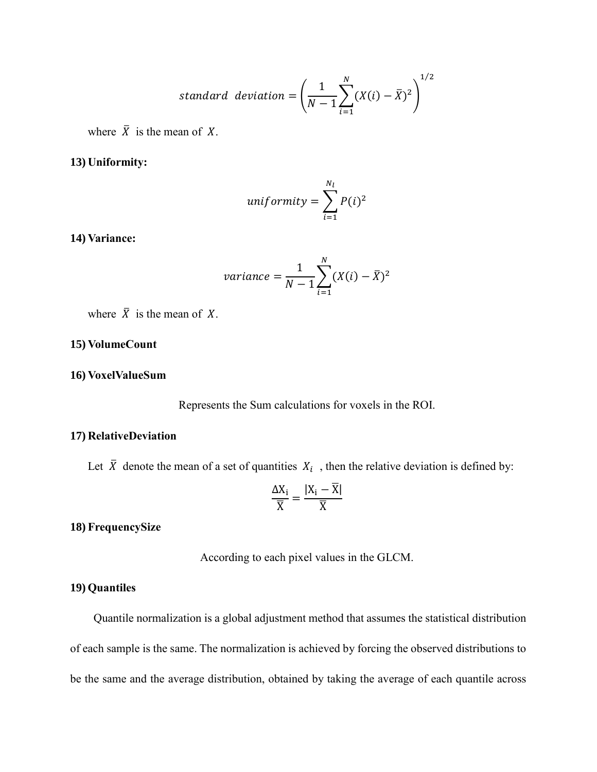$$standard\ \ deviation = \left(\frac{1}{N-1}\sum_{i=1}^{N}(X(i)-\bar{X})^2\right)^{1/2}$$

where $\bar{X}$ is the mean of $X$.

**13) Uniformity:**

$$uniformity = \sum_{i=1}^{N_l} P(i)^2$$

**14) Variance:**

$$variance = \frac{1}{N-1}\sum_{i=1}^{N}(X(i)-\bar{X})^2$$

where $\bar{X}$ is the mean of $X$.

**15) VolumeCount**

**16) VoxelValueSum**

Represents the Sum calculations for voxels in the ROI.

**17) RelativeDeviation**

Let $\bar{X}$ denote the mean of a set of quantities $X_i$ , then the relative deviation is defined by:

$$\frac{\Delta X_i}{\bar{X}} = \frac{|X_i - \bar{X}|}{\bar{X}}$$

**18) FrequencySize**

According to each pixel values in the GLCM.

**19) Quantiles**

Quantile normalization is a global adjustment method that assumes the statistical distribution of each sample is the same. The normalization is achieved by forcing the observed distributions to be the same and the average distribution, obtained by taking the average of each quantile across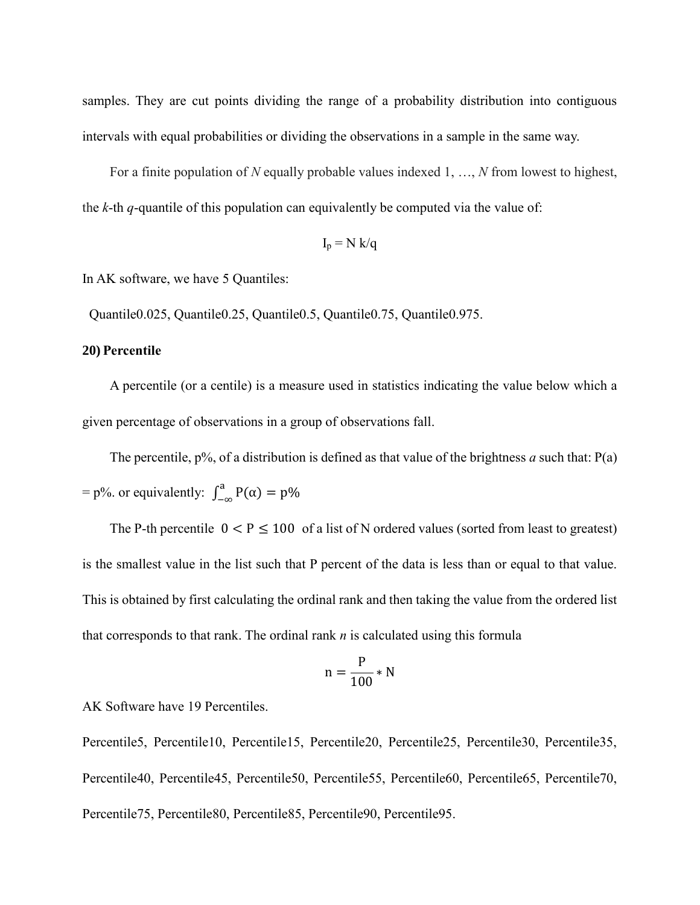samples. They are cut points dividing the range of a probability distribution into contiguous intervals with equal probabilities or dividing the observations in a sample in the same way.

For a finite population of *N* equally probable values indexed 1, …, *N* from lowest to highest, the *k*-th *q*-quantile of this population can equivalently be computed via the value of:

$$I_p = N\,k/q$$

In AK software, we have 5 Quantiles:

Quantile0.025, Quantile0.25, Quantile0.5, Quantile0.75, Quantile0.975.

**20) Percentile**

A percentile (or a centile) is a measure used in statistics indicating the value below which a given percentage of observations in a group of observations fall.

The percentile, p%, of a distribution is defined as that value of the brightness *a* such that: P(a) = p%. or equivalently: $\int_{-\infty}^{a} P(\alpha) = p\%$

The P-th percentile $0 < P \leq 100$ of a list of N ordered values (sorted from least to greatest) is the smallest value in the list such that P percent of the data is less than or equal to that value. This is obtained by first calculating the ordinal rank and then taking the value from the ordered list that corresponds to that rank. The ordinal rank *n* is calculated using this formula

$$n = \frac{P}{100} * N$$

AK Software have 19 Percentiles.

Percentile5, Percentile10, Percentile15, Percentile20, Percentile25, Percentile30, Percentile35, Percentile40, Percentile45, Percentile50, Percentile55, Percentile60, Percentile65, Percentile70, Percentile75, Percentile80, Percentile85, Percentile90, Percentile95.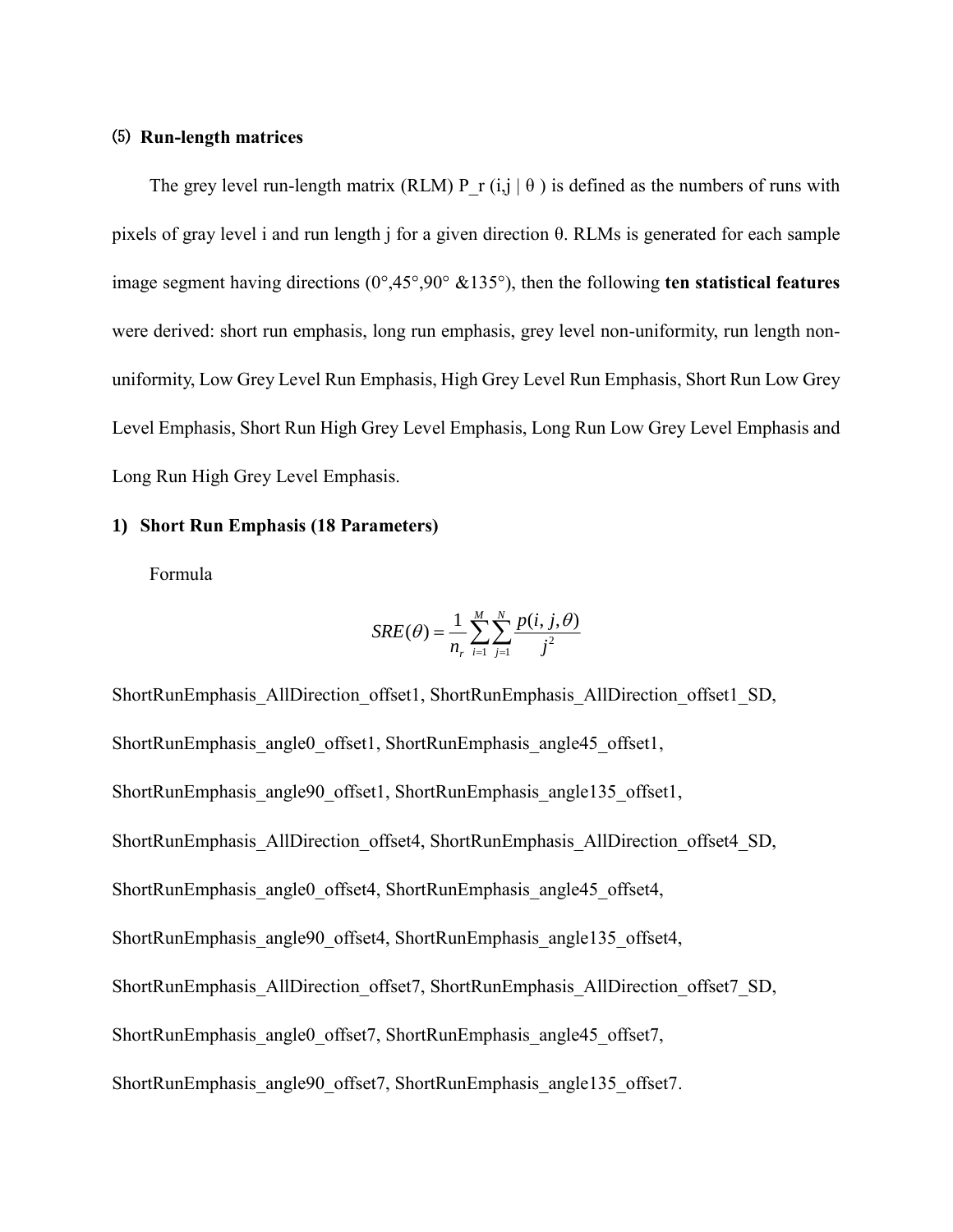### ⑸ Run-length matrices

The grey level run-length matrix (RLM) P_r (i,j | θ ) is defined as the numbers of runs with pixels of gray level i and run length j for a given direction θ. RLMs is generated for each sample image segment having directions (0°,45°,90° &135°), then the following **ten statistical features** were derived: short run emphasis, long run emphasis, grey level non-uniformity, run length non-uniformity, Low Grey Level Run Emphasis, High Grey Level Run Emphasis, Short Run Low Grey Level Emphasis, Short Run High Grey Level Emphasis, Long Run Low Grey Level Emphasis and Long Run High Grey Level Emphasis.

#### 1) Short Run Emphasis (18 Parameters)

Formula

$$SRE(\theta) = \frac{1}{n_r} \sum_{i=1}^{M} \sum_{j=1}^{N} \frac{p(i, j, \theta)}{j^2}$$

ShortRunEmphasis_AllDirection_offset1, ShortRunEmphasis_AllDirection_offset1_SD, ShortRunEmphasis_angle0_offset1, ShortRunEmphasis_angle45_offset1, ShortRunEmphasis_angle90_offset1, ShortRunEmphasis_angle135_offset1, ShortRunEmphasis_AllDirection_offset4, ShortRunEmphasis_AllDirection_offset4_SD, ShortRunEmphasis_angle0_offset4, ShortRunEmphasis_angle45_offset4, ShortRunEmphasis_angle90_offset4, ShortRunEmphasis_angle135_offset4, ShortRunEmphasis_AllDirection_offset7, ShortRunEmphasis_AllDirection_offset7_SD, ShortRunEmphasis_angle0_offset7, ShortRunEmphasis_angle45_offset7, ShortRunEmphasis_angle90_offset7, ShortRunEmphasis_angle135_offset7.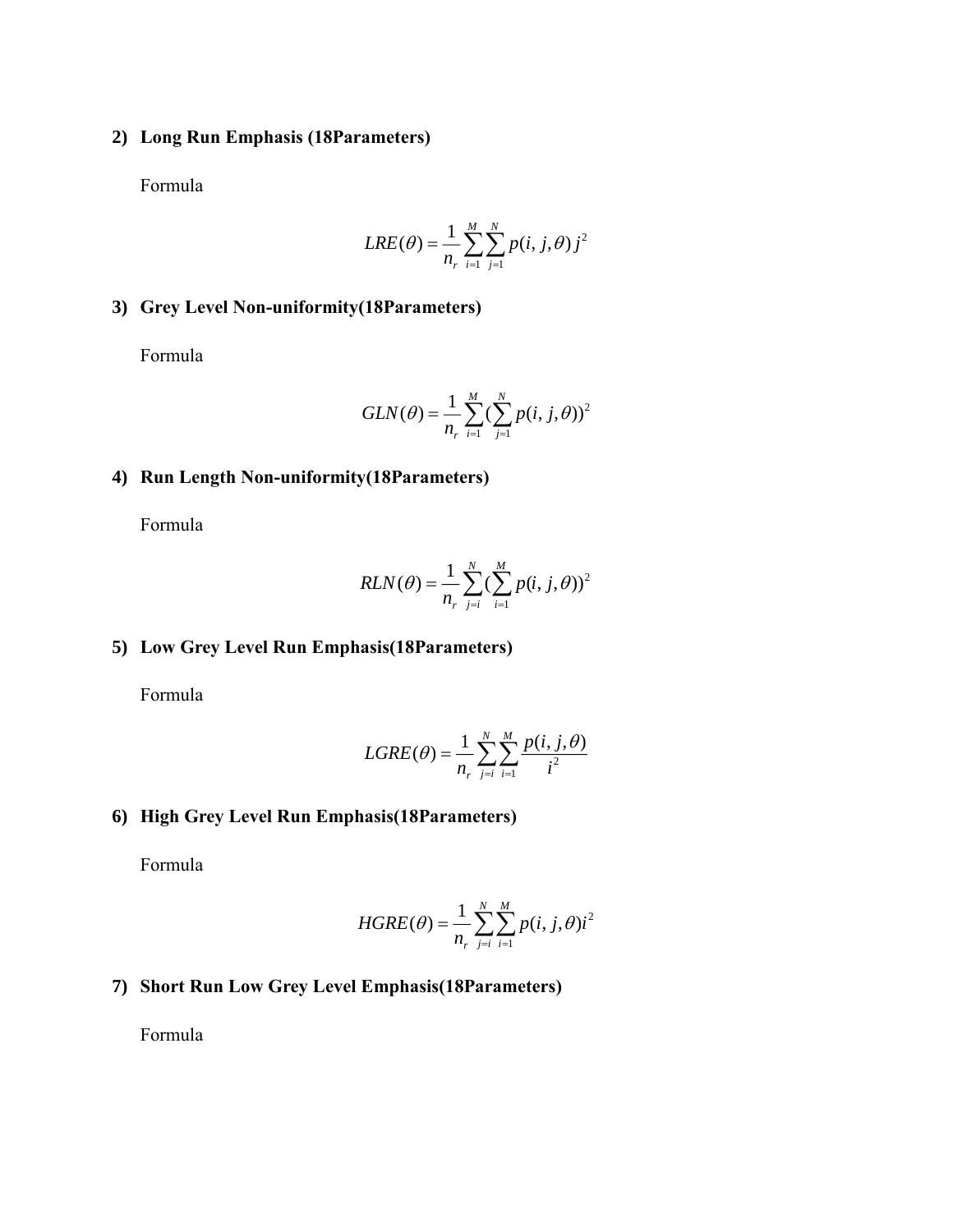2) **Long Run Emphasis (18Parameters)**

Formula

$$LRE(\theta) = \frac{1}{n_r} \sum_{i=1}^{M} \sum_{j=1}^{N} p(i, j, \theta) j^2$$

3) **Grey Level Non-uniformity(18Parameters)**

Formula

$$GLN(\theta) = \frac{1}{n_r} \sum_{i=1}^{M} (\sum_{j=1}^{N} p(i, j, \theta))^2$$

4) **Run Length Non-uniformity(18Parameters)**

Formula

$$RLN(\theta) = \frac{1}{n_r} \sum_{j=i}^{N} (\sum_{i=1}^{M} p(i, j, \theta))^2$$

5) **Low Grey Level Run Emphasis(18Parameters)**

Formula

$$LGRE(\theta) = \frac{1}{n_r} \sum_{j=i}^{N} \sum_{i=1}^{M} \frac{p(i, j, \theta)}{i^2}$$

6) **High Grey Level Run Emphasis(18Parameters)**

Formula

$$HGRE(\theta) = \frac{1}{n_r} \sum_{j=i}^{N} \sum_{i=1}^{M} p(i, j, \theta) i^2$$

7) **Short Run Low Grey Level Emphasis(18Parameters)**

Formula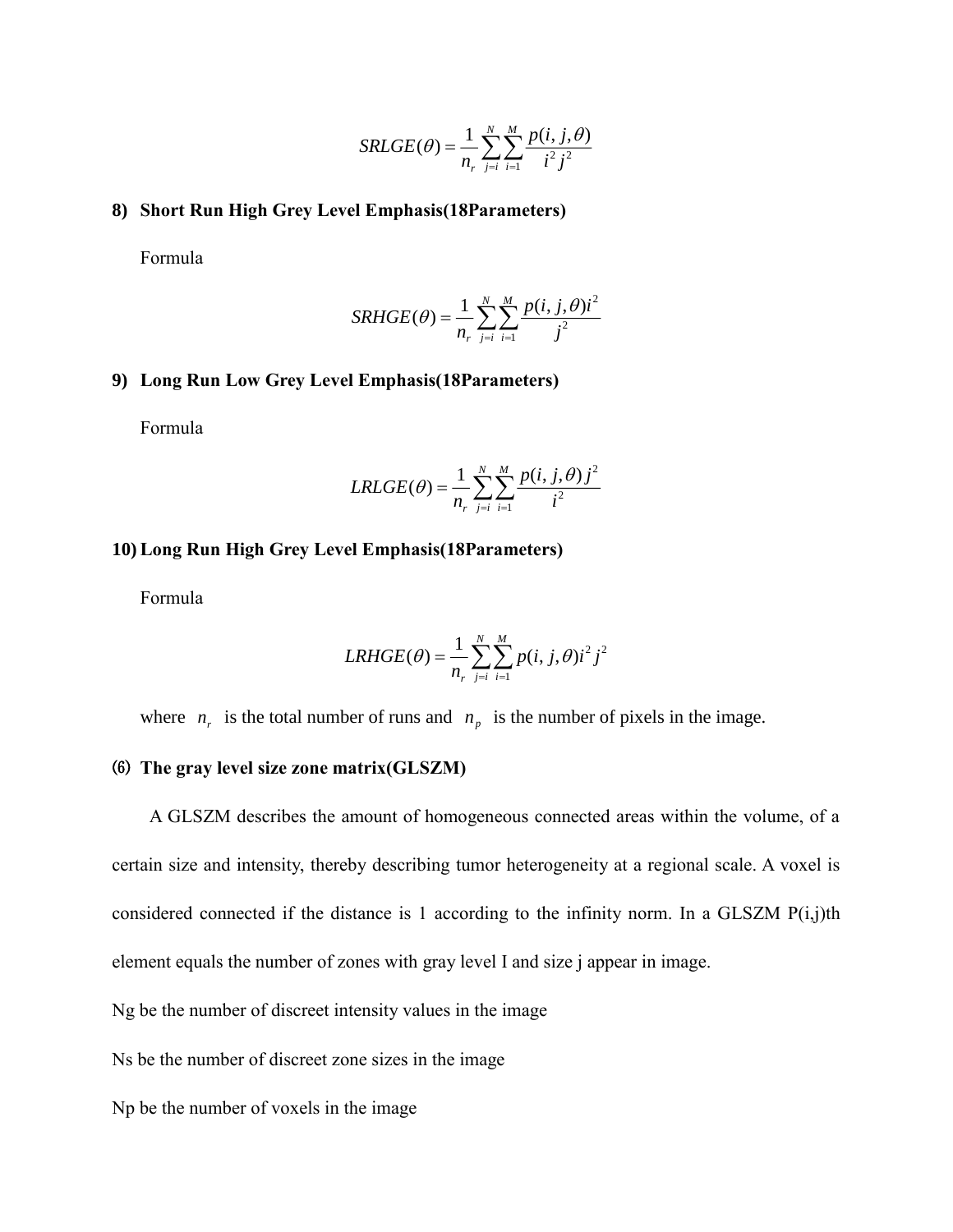$$SRLGE(\theta) = \frac{1}{n_r}\sum_{j=i}^{N}\sum_{i=1}^{M}\frac{p(i,j,\theta)}{i^2 j^2}$$

**8) Short Run High Grey Level Emphasis(18Parameters)**

Formula

$$SRHGE(\theta) = \frac{1}{n_r}\sum_{j=i}^{N}\sum_{i=1}^{M}\frac{p(i,j,\theta)i^2}{j^2}$$

**9) Long Run Low Grey Level Emphasis(18Parameters)**

Formula

$$LRLGE(\theta) = \frac{1}{n_r}\sum_{j=i}^{N}\sum_{i=1}^{M}\frac{p(i,j,\theta)\,j^2}{i^2}$$

**10) Long Run High Grey Level Emphasis(18Parameters)**

Formula

$$LRHGE(\theta) = \frac{1}{n_r}\sum_{j=i}^{N}\sum_{i=1}^{M}p(i,j,\theta)i^2 j^2$$

where $n_r$ is the total number of runs and $n_p$ is the number of pixels in the image.

**(6) The gray level size zone matrix(GLSZM)**

A GLSZM describes the amount of homogeneous connected areas within the volume, of a certain size and intensity, thereby describing tumor heterogeneity at a regional scale. A voxel is considered connected if the distance is 1 according to the infinity norm. In a GLSZM P(i,j)th element equals the number of zones with gray level I and size j appear in image.

Ng be the number of discreet intensity values in the image

Ns be the number of discreet zone sizes in the image

Np be the number of voxels in the image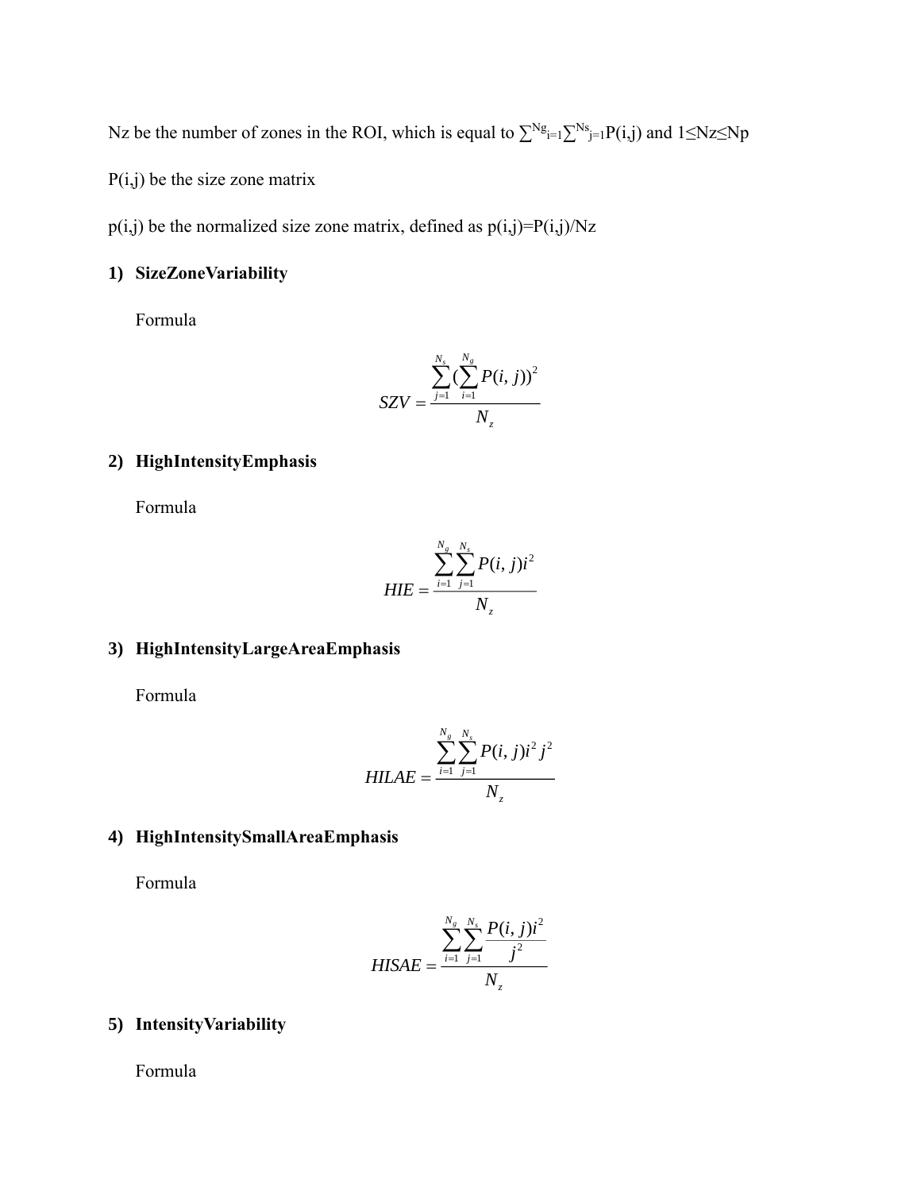Nz be the number of zones in the ROI, which is equal to $\sum^{Ng}_{i=1}\sum^{Ns}_{j=1}P(i,j)$ and $1 \leq Nz \leq Np$

P(i,j) be the size zone matrix

p(i,j) be the normalized size zone matrix, defined as p(i,j)=P(i,j)/Nz

**1) SizeZoneVariability**

Formula

$$SZV = \frac{\sum_{j=1}^{N_s}(\sum_{i=1}^{N_g} P(i,j))^2}{N_z}$$

**2) HighIntensityEmphasis**

Formula

$$HIE = \frac{\sum_{i=1}^{N_g}\sum_{j=1}^{N_s} P(i,j)i^2}{N_z}$$

**3) HighIntensityLargeAreaEmphasis**

Formula

$$HILAE = \frac{\sum_{i=1}^{N_g}\sum_{j=1}^{N_s} P(i,j)i^2 j^2}{N_z}$$

**4) HighIntensitySmallAreaEmphasis**

Formula

$$HISAE = \frac{\sum_{i=1}^{N_g}\sum_{j=1}^{N_s} \frac{P(i,j)i^2}{j^2}}{N_z}$$

**5) IntensityVariability**

Formula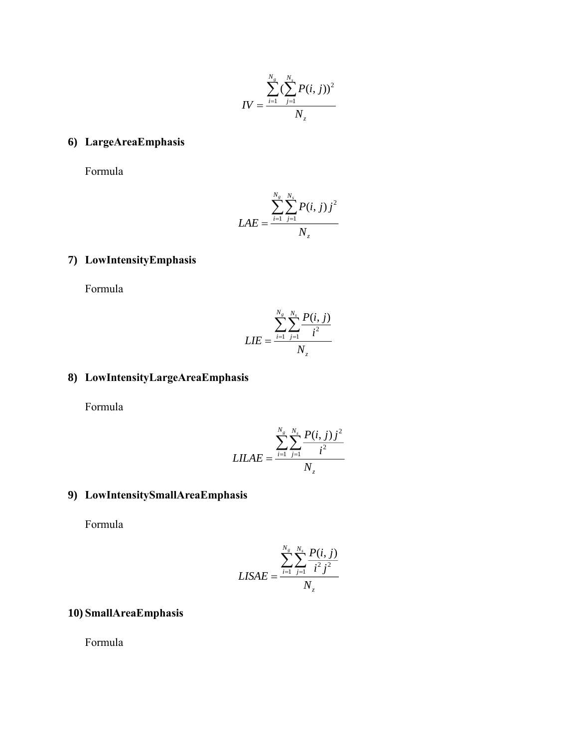$$IV = \frac{\sum_{i=1}^{N_g} (\sum_{j=1}^{N_s} P(i,j))^2}{N_z}$$

**6) LargeAreaEmphasis**

Formula

$$LAE = \frac{\sum_{i=1}^{N_g} \sum_{j=1}^{N_s} P(i,j) j^2}{N_z}$$

**7) LowIntensityEmphasis**

Formula

$$LIE = \frac{\sum_{i=1}^{N_g} \sum_{j=1}^{N_s} \frac{P(i,j)}{i^2}}{N_z}$$

**8) LowIntensityLargeAreaEmphasis**

Formula

$$LILAE = \frac{\sum_{i=1}^{N_g} \sum_{j=1}^{N_s} \frac{P(i,j) j^2}{i^2}}{N_z}$$

**9) LowIntensitySmallAreaEmphasis**

Formula

$$LISAE = \frac{\sum_{i=1}^{N_g} \sum_{j=1}^{N_s} \frac{P(i,j)}{i^2 j^2}}{N_z}$$

**10) SmallAreaEmphasis**

Formula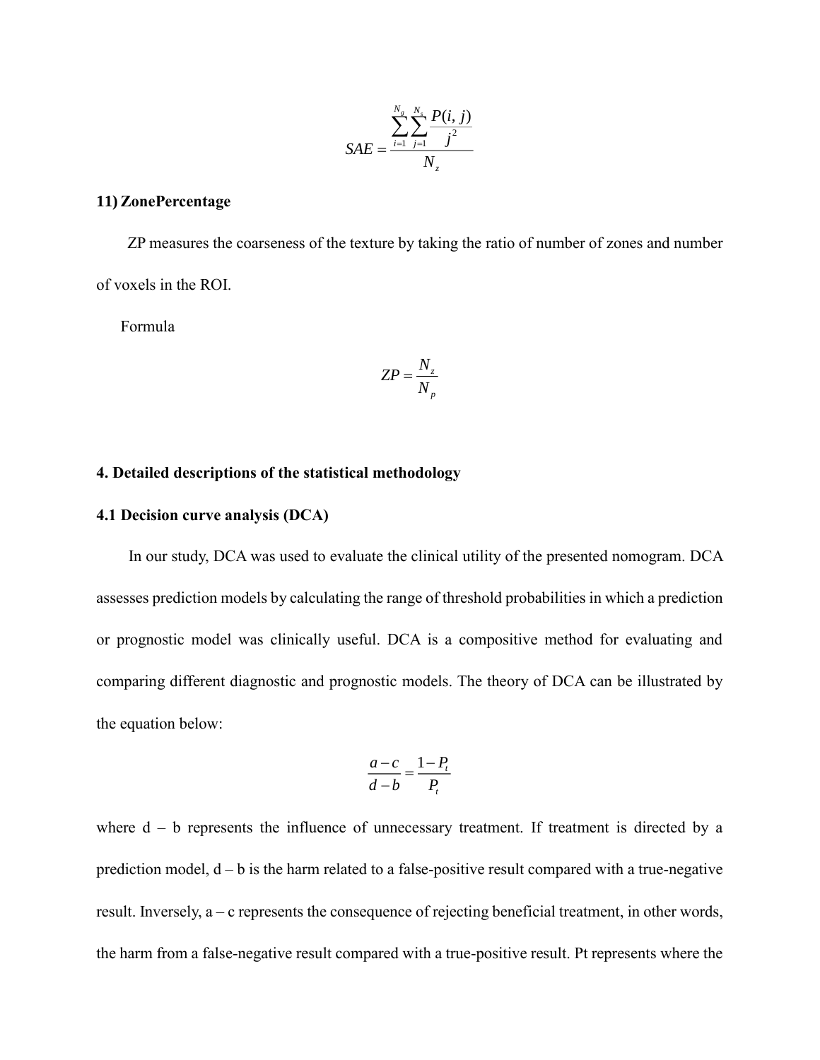$$SAE = \frac{\sum_{i=1}^{N_g}\sum_{j=1}^{N_s}\frac{P(i,j)}{j^2}}{N_z}$$

**11) ZonePercentage**

ZP measures the coarseness of the texture by taking the ratio of number of zones and number of voxels in the ROI.

Formula

$$ZP = \frac{N_z}{N_p}$$

## 4. Detailed descriptions of the statistical methodology

### 4.1 Decision curve analysis (DCA)

In our study, DCA was used to evaluate the clinical utility of the presented nomogram. DCA assesses prediction models by calculating the range of threshold probabilities in which a prediction or prognostic model was clinically useful. DCA is a compositive method for evaluating and comparing different diagnostic and prognostic models. The theory of DCA can be illustrated by the equation below:

$$\frac{a-c}{d-b} = \frac{1-P_t}{P_t}$$

where d – b represents the influence of unnecessary treatment. If treatment is directed by a prediction model, d – b is the harm related to a false-positive result compared with a true-negative result. Inversely, a – c represents the consequence of rejecting beneficial treatment, in other words, the harm from a false-negative result compared with a true-positive result. Pt represents where the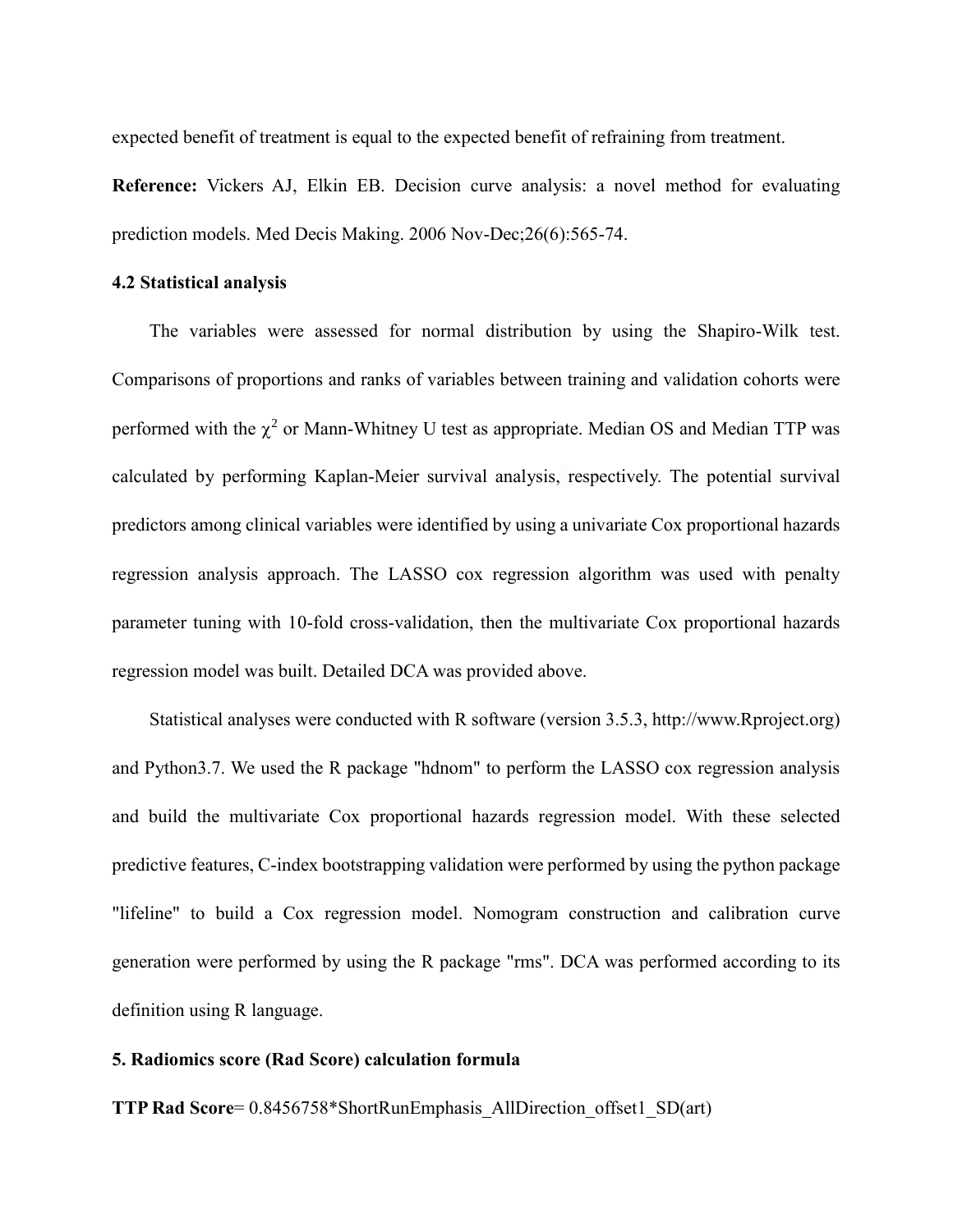expected benefit of treatment is equal to the expected benefit of refraining from treatment.

**Reference:** Vickers AJ, Elkin EB. Decision curve analysis: a novel method for evaluating prediction models. Med Decis Making. 2006 Nov-Dec;26(6):565-74.

### 4.2 Statistical analysis

The variables were assessed for normal distribution by using the Shapiro-Wilk test. Comparisons of proportions and ranks of variables between training and validation cohorts were performed with the $\chi^2$ or Mann-Whitney U test as appropriate. Median OS and Median TTP was calculated by performing Kaplan-Meier survival analysis, respectively. The potential survival predictors among clinical variables were identified by using a univariate Cox proportional hazards regression analysis approach. The LASSO cox regression algorithm was used with penalty parameter tuning with 10-fold cross-validation, then the multivariate Cox proportional hazards regression model was built. Detailed DCA was provided above.

Statistical analyses were conducted with R software (version 3.5.3, http://www.Rproject.org) and Python3.7. We used the R package "hdnom" to perform the LASSO cox regression analysis and build the multivariate Cox proportional hazards regression model. With these selected predictive features, C-index bootstrapping validation were performed by using the python package "lifeline" to build a Cox regression model. Nomogram construction and calibration curve generation were performed by using the R package "rms". DCA was performed according to its definition using R language.

## 5. Radiomics score (Rad Score) calculation formula

**TTP Rad Score**= 0.8456758*ShortRunEmphasis_AllDirection_offset1_SD(art)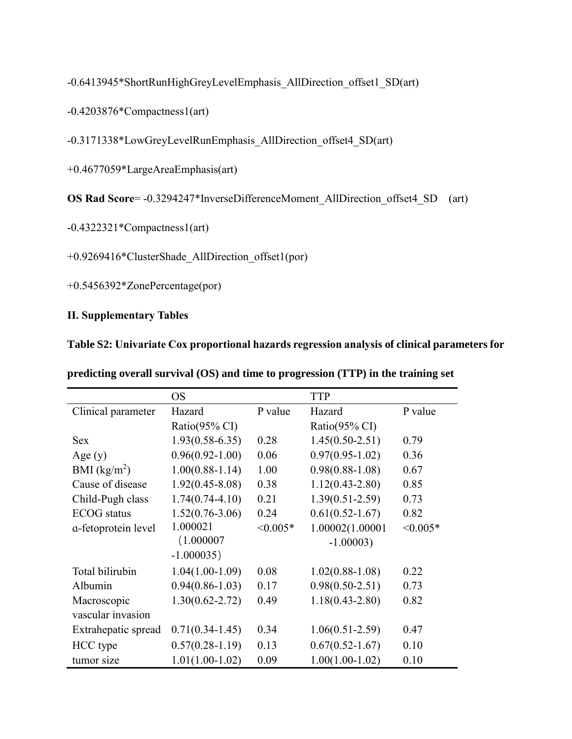-0.6413945*ShortRunHighGreyLevelEmphasis_AllDirection_offset1_SD(art)

-0.4203876*Compactness1(art)

-0.3171338*LowGreyLevelRunEmphasis_AllDirection_offset4_SD(art)

+0.4677059*LargeAreaEmphasis(art)

**OS Rad Score**= -0.3294247*InverseDifferenceMoment_AllDirection_offset4_SD (art)

-0.4322321*Compactness1(art)

+0.9269416*ClusterShade_AllDirection_offset1(por)

+0.5456392*ZonePercentage(por)

## II. Supplementary Tables

**Table S2: Univariate Cox proportional hazards regression analysis of clinical parameters for predicting overall survival (OS) and time to progression (TTP) in the training set**

| | OS | | TTP | |
|---|---|---|---|---|
| Clinical parameter | Hazard Ratio(95% CI) | P value | Hazard Ratio(95% CI) | P value |
| Sex | 1.93(0.58-6.35) | 0.28 | 1.45(0.50-2.51) | 0.79 |
| Age (y) | 0.96(0.92-1.00) | 0.06 | 0.97(0.95-1.02) | 0.36 |
| BMI ($kg/m^2$) | 1.00(0.88-1.14) | 1.00 | 0.98(0.88-1.08) | 0.67 |
| Cause of disease | 1.92(0.45-8.08) | 0.38 | 1.12(0.43-2.80) | 0.85 |
| Child-Pugh class | 1.74(0.74-4.10) | 0.21 | 1.39(0.51-2.59) | 0.73 |
| ECOG status | 1.52(0.76-3.06) | 0.24 | 0.61(0.52-1.67) | 0.82 |
| α-fetoprotein level | 1.000021（1.000007 -1.000035） | <0.005* | 1.00002(1.00001 -1.00003) | <0.005* |
| Total bilirubin | 1.04(1.00-1.09) | 0.08 | 1.02(0.88-1.08) | 0.22 |
| Albumin | 0.94(0.86-1.03) | 0.17 | 0.98(0.50-2.51) | 0.73 |
| Macroscopic vascular invasion | 1.30(0.62-2.72) | 0.49 | 1.18(0.43-2.80) | 0.82 |
| Extrahepatic spread | 0.71(0.34-1.45) | 0.34 | 1.06(0.51-2.59) | 0.47 |
| HCC type | 0.57(0.28-1.19) | 0.13 | 0.67(0.52-1.67) | 0.10 |
| tumor size | 1.01(1.00-1.02) | 0.09 | 1.00(1.00-1.02) | 0.10 |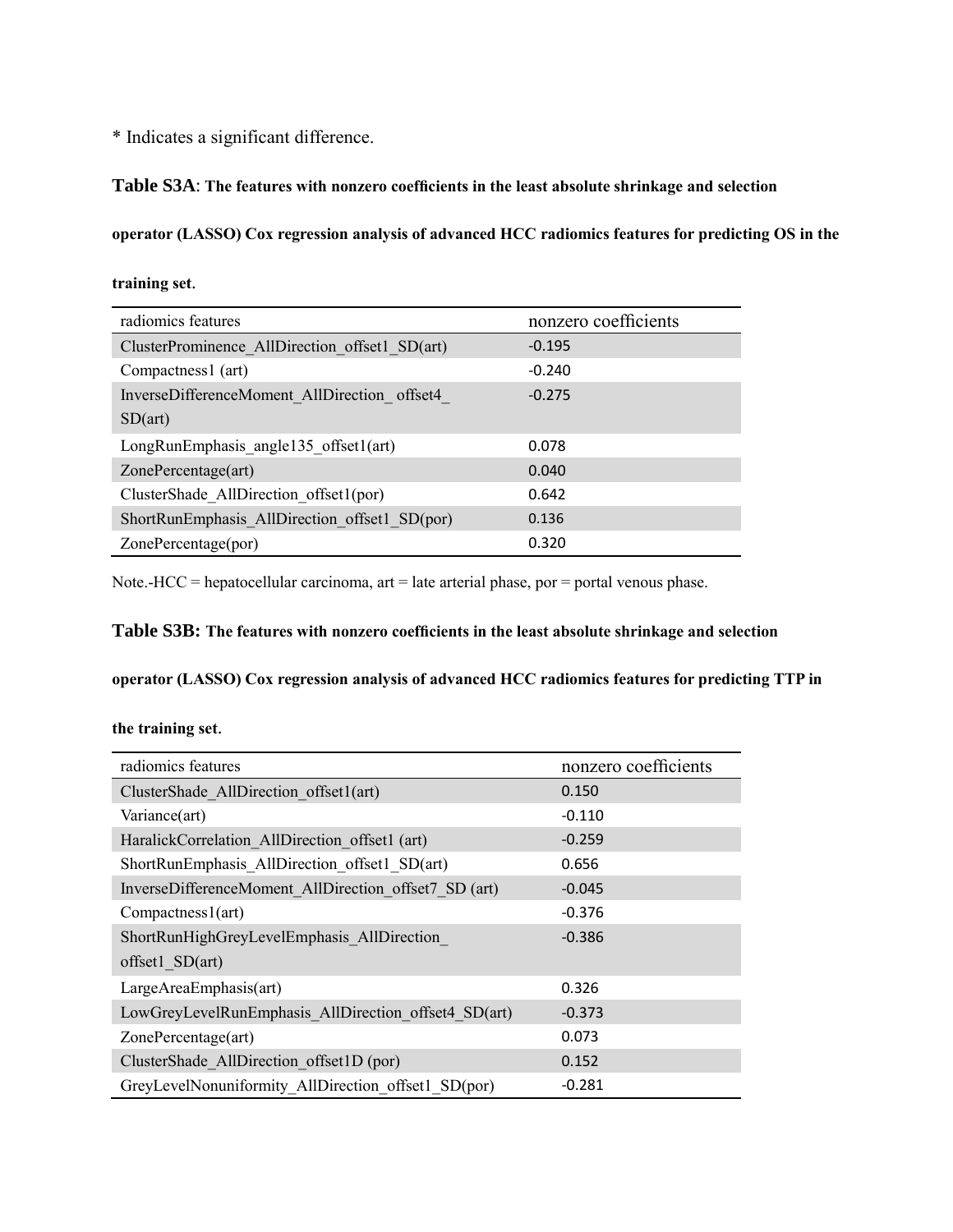* Indicates a significant difference.

**Table S3A**: **The features with nonzero coefficients in the least absolute shrinkage and selection operator (LASSO) Cox regression analysis of advanced HCC radiomics features for predicting OS in the training set.**

| radiomics features | nonzero coefficients |
| --- | --- |
| ClusterProminence_AllDirection_offset1_SD(art) | -0.195 |
| Compactness1 (art) | -0.240 |
| InverseDifferenceMoment_AllDirection_ offset4_ SD(art) | -0.275 |
| LongRunEmphasis_angle135_offset1(art) | 0.078 |
| ZonePercentage(art) | 0.040 |
| ClusterShade_AllDirection_offset1(por) | 0.642 |
| ShortRunEmphasis_AllDirection_offset1_SD(por) | 0.136 |
| ZonePercentage(por) | 0.320 |

Note.-HCC = hepatocellular carcinoma, art = late arterial phase, por = portal venous phase.

**Table S3B: The features with nonzero coefficients in the least absolute shrinkage and selection operator (LASSO) Cox regression analysis of advanced HCC radiomics features for predicting TTP in the training set.**

| radiomics features | nonzero coefficients |
| --- | --- |
| ClusterShade_AllDirection_offset1(art) | 0.150 |
| Variance(art) | -0.110 |
| HaralickCorrelation_AllDirection_offset1 (art) | -0.259 |
| ShortRunEmphasis_AllDirection_offset1_SD(art) | 0.656 |
| InverseDifferenceMoment_AllDirection_offset7_SD (art) | -0.045 |
| Compactness1(art) | -0.376 |
| ShortRunHighGreyLevelEmphasis_AllDirection_ offset1_SD(art) | -0.386 |
| LargeAreaEmphasis(art) | 0.326 |
| LowGreyLevelRunEmphasis_AllDirection_offset4_SD(art) | -0.373 |
| ZonePercentage(art) | 0.073 |
| ClusterShade_AllDirection_offset1D (por) | 0.152 |
| GreyLevelNonuniformity_AllDirection_offset1_SD(por) | -0.281 |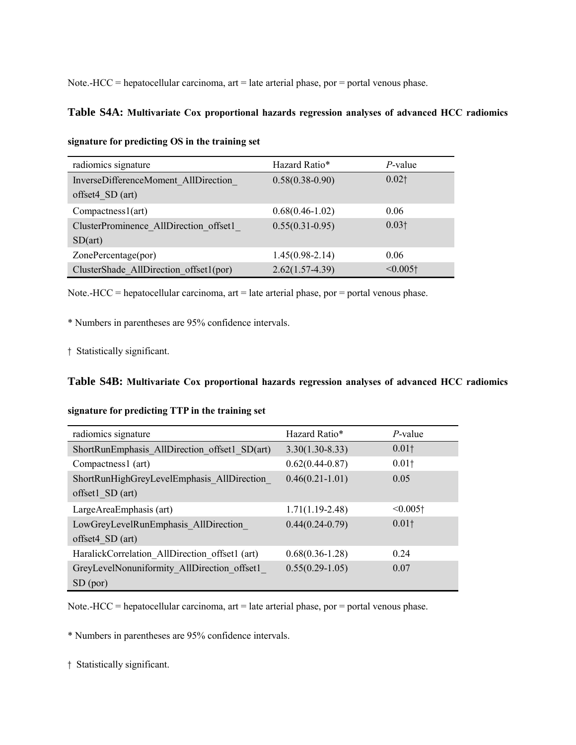Note.-HCC = hepatocellular carcinoma, art = late arterial phase, por = portal venous phase.

**Table S4A: Multivariate Cox proportional hazards regression analyses of advanced HCC radiomics signature for predicting OS in the training set**

| radiomics signature | Hazard Ratio* | *P*-value |
|---|---|---|
| InverseDifferenceMoment_AllDirection_offset4_SD (art) | 0.58(0.38-0.90) | 0.02† |
| Compactness1(art) | 0.68(0.46-1.02) | 0.06 |
| ClusterProminence_AllDirection_offset1_SD(art) | 0.55(0.31-0.95) | 0.03† |
| ZonePercentage(por) | 1.45(0.98-2.14) | 0.06 |
| ClusterShade_AllDirection_offset1(por) | 2.62(1.57-4.39) | <0.005† |

Note.-HCC = hepatocellular carcinoma, art = late arterial phase, por = portal venous phase.

* Numbers in parentheses are 95% confidence intervals.

† Statistically significant.

**Table S4B: Multivariate Cox proportional hazards regression analyses of advanced HCC radiomics signature for predicting TTP in the training set**

| radiomics signature | Hazard Ratio* | *P*-value |
|---|---|---|
| ShortRunEmphasis_AllDirection_offset1_SD(art) | 3.30(1.30-8.33) | 0.01† |
| Compactness1 (art) | 0.62(0.44-0.87) | 0.01† |
| ShortRunHighGreyLevelEmphasis_AllDirection_offset1_SD (art) | 0.46(0.21-1.01) | 0.05 |
| LargeAreaEmphasis (art) | 1.71(1.19-2.48) | <0.005† |
| LowGreyLevelRunEmphasis_AllDirection_offset4_SD (art) | 0.44(0.24-0.79) | 0.01† |
| HaralickCorrelation_AllDirection_offset1 (art) | 0.68(0.36-1.28) | 0.24 |
| GreyLevelNonuniformity_AllDirection_offset1_SD (por) | 0.55(0.29-1.05) | 0.07 |

Note.-HCC = hepatocellular carcinoma, art = late arterial phase, por = portal venous phase.

* Numbers in parentheses are 95% confidence intervals.

† Statistically significant.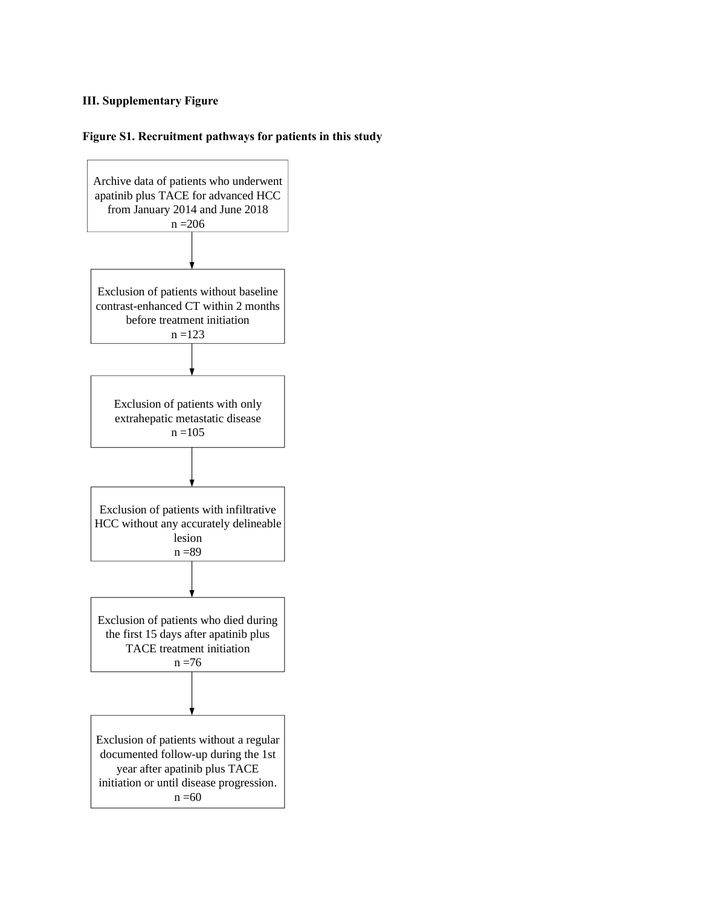**III. Supplementary Figure**

**Figure S1. Recruitment pathways for patients in this study**

Archive data of patients who underwent apatinib plus TACE for advanced HCC from January 2014 and June 2018
n =206

Exclusion of patients without baseline contrast-enhanced CT within 2 months before treatment initiation
n =123

Exclusion of patients with only extrahepatic metastatic disease
n =105

Exclusion of patients with infiltrative HCC without any accurately delineable lesion
n =89

Exclusion of patients who died during the first 15 days after apatinib plus TACE treatment initiation
n =76

Exclusion of patients without a regular documented follow-up during the 1st year after apatinib plus TACE initiation or until disease progression.
n =60